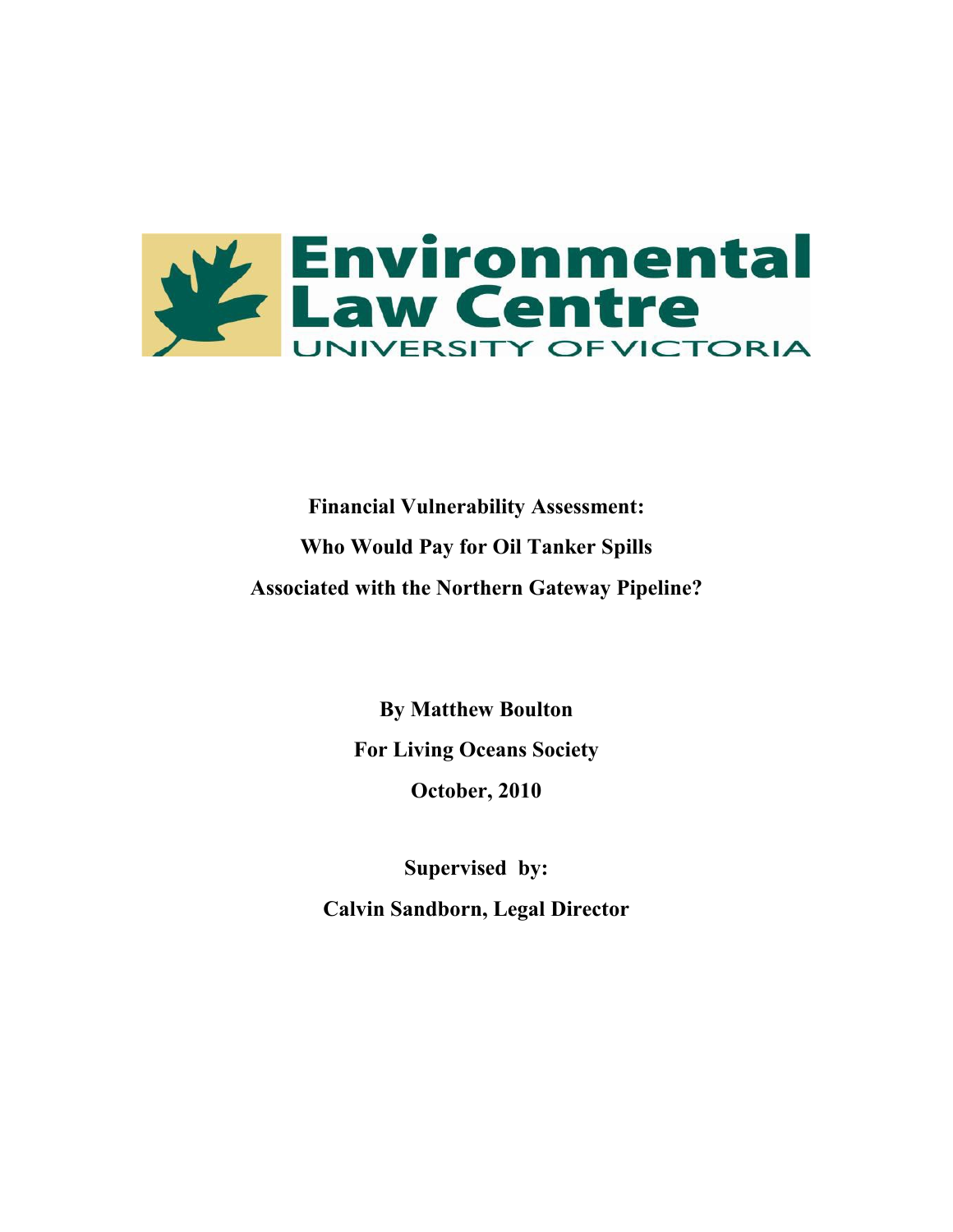Environmental Law Centre

UNIVERSITY OF VICTORIA

**Financial Vulnerability Assessment:**

**Who Would Pay for Oil Tanker Spills**

**Associated with the Northern Gateway Pipeline?**

**By Matthew Boulton**

**For Living Oceans Society**

**October, 2010**

**Supervised by:**

**Calvin Sandborn, Legal Director**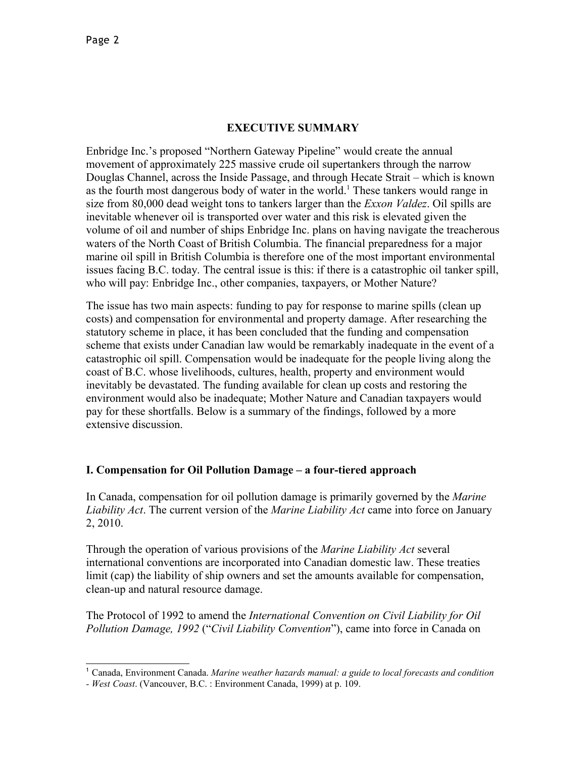## EXECUTIVE SUMMARY

Enbridge Inc.'s proposed "Northern Gateway Pipeline" would create the annual movement of approximately 225 massive crude oil supertankers through the narrow Douglas Channel, across the Inside Passage, and through Hecate Strait – which is known as the fourth most dangerous body of water in the world.[1] These tankers would range in size from 80,000 dead weight tons to tankers larger than the *Exxon Valdez*. Oil spills are inevitable whenever oil is transported over water and this risk is elevated given the volume of oil and number of ships Enbridge Inc. plans on having navigate the treacherous waters of the North Coast of British Columbia. The financial preparedness for a major marine oil spill in British Columbia is therefore one of the most important environmental issues facing B.C. today. The central issue is this: if there is a catastrophic oil tanker spill, who will pay: Enbridge Inc., other companies, taxpayers, or Mother Nature?

The issue has two main aspects: funding to pay for response to marine spills (clean up costs) and compensation for environmental and property damage. After researching the statutory scheme in place, it has been concluded that the funding and compensation scheme that exists under Canadian law would be remarkably inadequate in the event of a catastrophic oil spill. Compensation would be inadequate for the people living along the coast of B.C. whose livelihoods, cultures, health, property and environment would inevitably be devastated. The funding available for clean up costs and restoring the environment would also be inadequate; Mother Nature and Canadian taxpayers would pay for these shortfalls. Below is a summary of the findings, followed by a more extensive discussion.

### I. Compensation for Oil Pollution Damage – a four-tiered approach

In Canada, compensation for oil pollution damage is primarily governed by the *Marine Liability Act*. The current version of the *Marine Liability Act* came into force on January 2, 2010.

Through the operation of various provisions of the *Marine Liability Act* several international conventions are incorporated into Canadian domestic law. These treaties limit (cap) the liability of ship owners and set the amounts available for compensation, clean-up and natural resource damage.

The Protocol of 1992 to amend the *International Convention on Civil Liability for Oil Pollution Damage, 1992* ("*Civil Liability Convention*"), came into force in Canada on

[1] Canada, Environment Canada. *Marine weather hazards manual: a guide to local forecasts and condition - West Coast*. (Vancouver, B.C. : Environment Canada, 1999) at p. 109.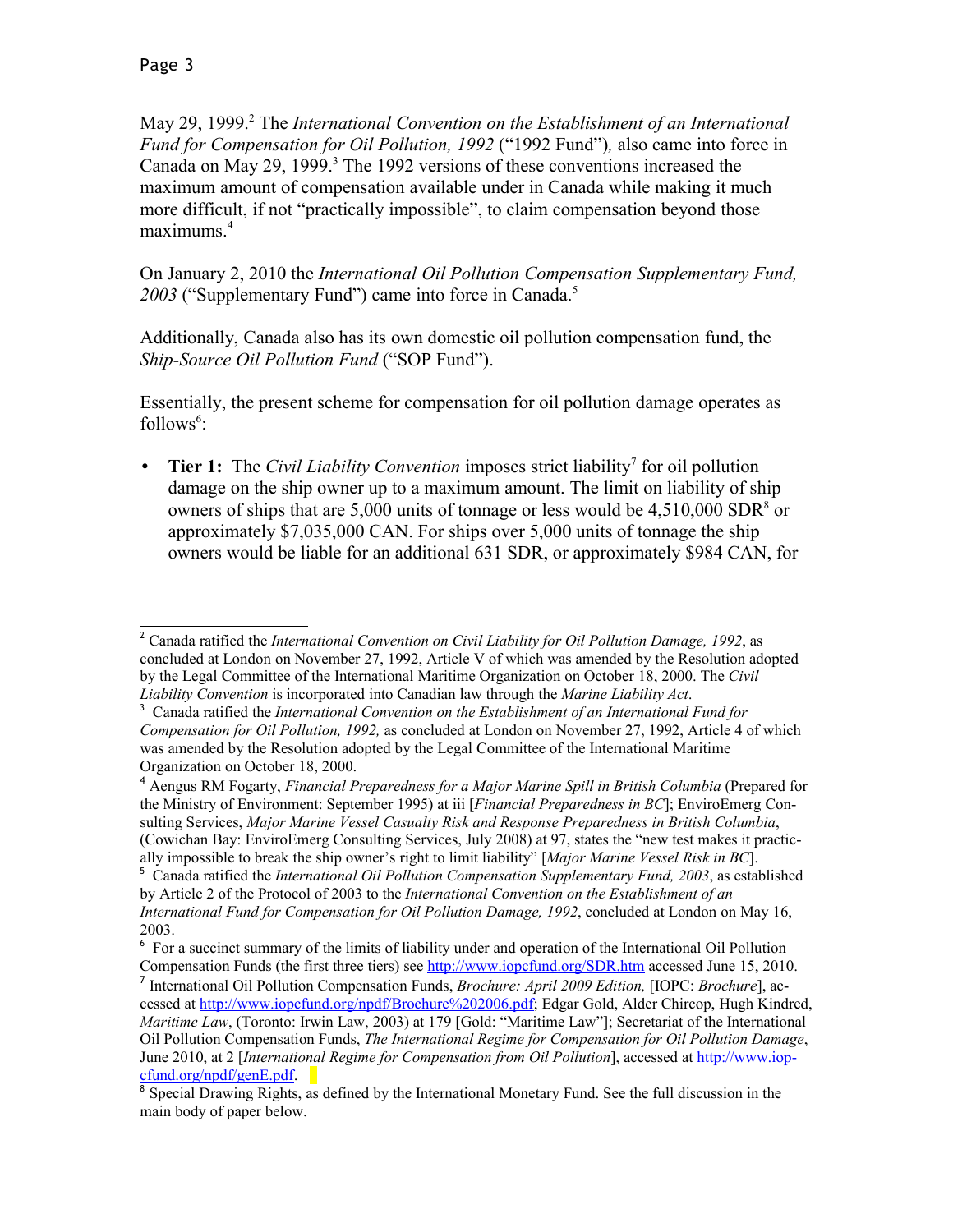May 29, 1999.[2] The *International Convention on the Establishment of an International Fund for Compensation for Oil Pollution, 1992* ("1992 Fund"), also came into force in Canada on May 29, 1999.[3] The 1992 versions of these conventions increased the maximum amount of compensation available under in Canada while making it much more difficult, if not "practically impossible", to claim compensation beyond those maximums.[4]

On January 2, 2010 the *International Oil Pollution Compensation Supplementary Fund, 2003* ("Supplementary Fund") came into force in Canada.[5]

Additionally, Canada also has its own domestic oil pollution compensation fund, the *Ship-Source Oil Pollution Fund* ("SOP Fund").

Essentially, the present scheme for compensation for oil pollution damage operates as follows[6]:

- **Tier 1:** The *Civil Liability Convention* imposes strict liability[7] for oil pollution damage on the ship owner up to a maximum amount. The limit on liability of ship owners of ships that are 5,000 units of tonnage or less would be 4,510,000 SDR[8] or approximately $7,035,000 CAN. For ships over 5,000 units of tonnage the ship owners would be liable for an additional 631 SDR, or approximately $984 CAN, for

---

[2] Canada ratified the *International Convention on Civil Liability for Oil Pollution Damage, 1992*, as concluded at London on November 27, 1992, Article V of which was amended by the Resolution adopted by the Legal Committee of the International Maritime Organization on October 18, 2000. The *Civil Liability Convention* is incorporated into Canadian law through the *Marine Liability Act*.

[3] Canada ratified the *International Convention on the Establishment of an International Fund for Compensation for Oil Pollution, 1992,* as concluded at London on November 27, 1992, Article 4 of which was amended by the Resolution adopted by the Legal Committee of the International Maritime Organization on October 18, 2000.

[4] Aengus RM Fogarty, *Financial Preparedness for a Major Marine Spill in British Columbia* (Prepared for the Ministry of Environment: September 1995) at iii [*Financial Preparedness in BC*]; EnviroEmerg Consulting Services, *Major Marine Vessel Casualty Risk and Response Preparedness in British Columbia*, (Cowichan Bay: EnviroEmerg Consulting Services, July 2008) at 97, states the "new test makes it practically impossible to break the ship owner's right to limit liability" [*Major Marine Vessel Risk in BC*].

[5] Canada ratified the *International Oil Pollution Compensation Supplementary Fund, 2003*, as established by Article 2 of the Protocol of 2003 to the *International Convention on the Establishment of an International Fund for Compensation for Oil Pollution Damage, 1992*, concluded at London on May 16, 2003.

[6] For a succinct summary of the limits of liability under and operation of the International Oil Pollution Compensation Funds (the first three tiers) see http://www.iopcfund.org/SDR.htm accessed June 15, 2010.

[7] International Oil Pollution Compensation Funds, *Brochure: April 2009 Edition,* [IOPC: *Brochure*], accessed at http://www.iopcfund.org/npdf/Brochure%202006.pdf; Edgar Gold, Alder Chircop, Hugh Kindred, *Maritime Law*, (Toronto: Irwin Law, 2003) at 179 [Gold: "Maritime Law"]; Secretariat of the International Oil Pollution Compensation Funds, *The International Regime for Compensation for Oil Pollution Damage*, June 2010, at 2 [*International Regime for Compensation from Oil Pollution*], accessed at http://www.iopcfund.org/npdf/genE.pdf.

[8] Special Drawing Rights, as defined by the International Monetary Fund. See the full discussion in the main body of paper below.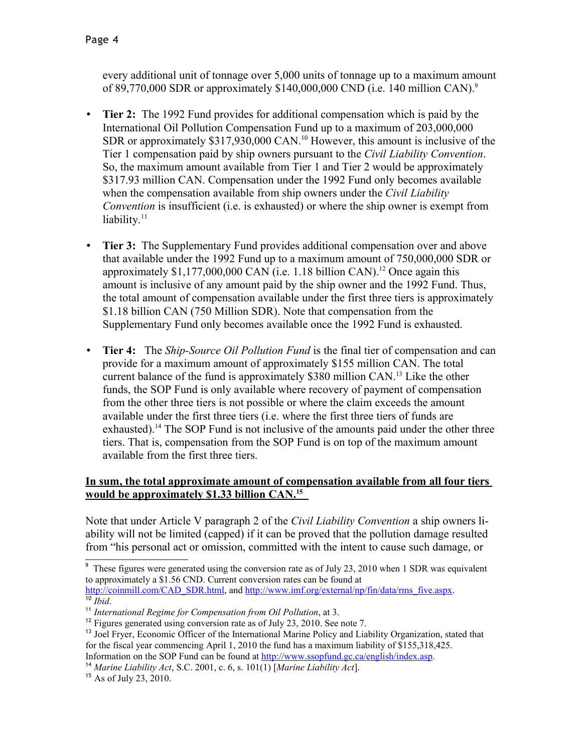every additional unit of tonnage over 5,000 units of tonnage up to a maximum amount of 89,770,000 SDR or approximately $140,000,000 CND (i.e. 140 million CAN).[9]

- **Tier 2:** The 1992 Fund provides for additional compensation which is paid by the International Oil Pollution Compensation Fund up to a maximum of 203,000,000 SDR or approximately $317,930,000 CAN.[10] However, this amount is inclusive of the Tier 1 compensation paid by ship owners pursuant to the *Civil Liability Convention*. So, the maximum amount available from Tier 1 and Tier 2 would be approximately $317.93 million CAN. Compensation under the 1992 Fund only becomes available when the compensation available from ship owners under the *Civil Liability Convention* is insufficient (i.e. is exhausted) or where the ship owner is exempt from liability.[11]

- **Tier 3:** The Supplementary Fund provides additional compensation over and above that available under the 1992 Fund up to a maximum amount of 750,000,000 SDR or approximately $1,177,000,000 CAN (i.e. 1.18 billion CAN).[12] Once again this amount is inclusive of any amount paid by the ship owner and the 1992 Fund. Thus, the total amount of compensation available under the first three tiers is approximately $1.18 billion CAN (750 Million SDR). Note that compensation from the Supplementary Fund only becomes available once the 1992 Fund is exhausted.

- **Tier 4:** The *Ship-Source Oil Pollution Fund* is the final tier of compensation and can provide for a maximum amount of approximately $155 million CAN. The total current balance of the fund is approximately $380 million CAN.[13] Like the other funds, the SOP Fund is only available where recovery of payment of compensation from the other three tiers is not possible or where the claim exceeds the amount available under the first three tiers (i.e. where the first three tiers of funds are exhausted).[14] The SOP Fund is not inclusive of the amounts paid under the other three tiers. That is, compensation from the SOP Fund is on top of the maximum amount available from the first three tiers.

**In sum, the total approximate amount of compensation available from all four tiers would be approximately $1.33 billion CAN.[15]**

Note that under Article V paragraph 2 of the *Civil Liability Convention* a ship owners liability will not be limited (capped) if it can be proved that the pollution damage resulted from "his personal act or omission, committed with the intent to cause such damage, or

---

[9] These figures were generated using the conversion rate as of July 23, 2010 when 1 SDR was equivalent to approximately a $1.56 CND. Current conversion rates can be found at http://coinmill.com/CAD_SDR.html, and http://www.imf.org/external/np/fin/data/rms_five.aspx.

[10] *Ibid*.

[11] *International Regime for Compensation from Oil Pollution*, at 3.

[12] Figures generated using conversion rate as of July 23, 2010. See note 7.

[13] Joel Fryer, Economic Officer of the International Marine Policy and Liability Organization, stated that for the fiscal year commencing April 1, 2010 the fund has a maximum liability of $155,318,425. Information on the SOP Fund can be found at http://www.ssopfund.gc.ca/english/index.asp.

[14] *Marine Liability Act*, S.C. 2001, c. 6, s. 101(1) [*Marine Liability Act*].

[15] As of July 23, 2010.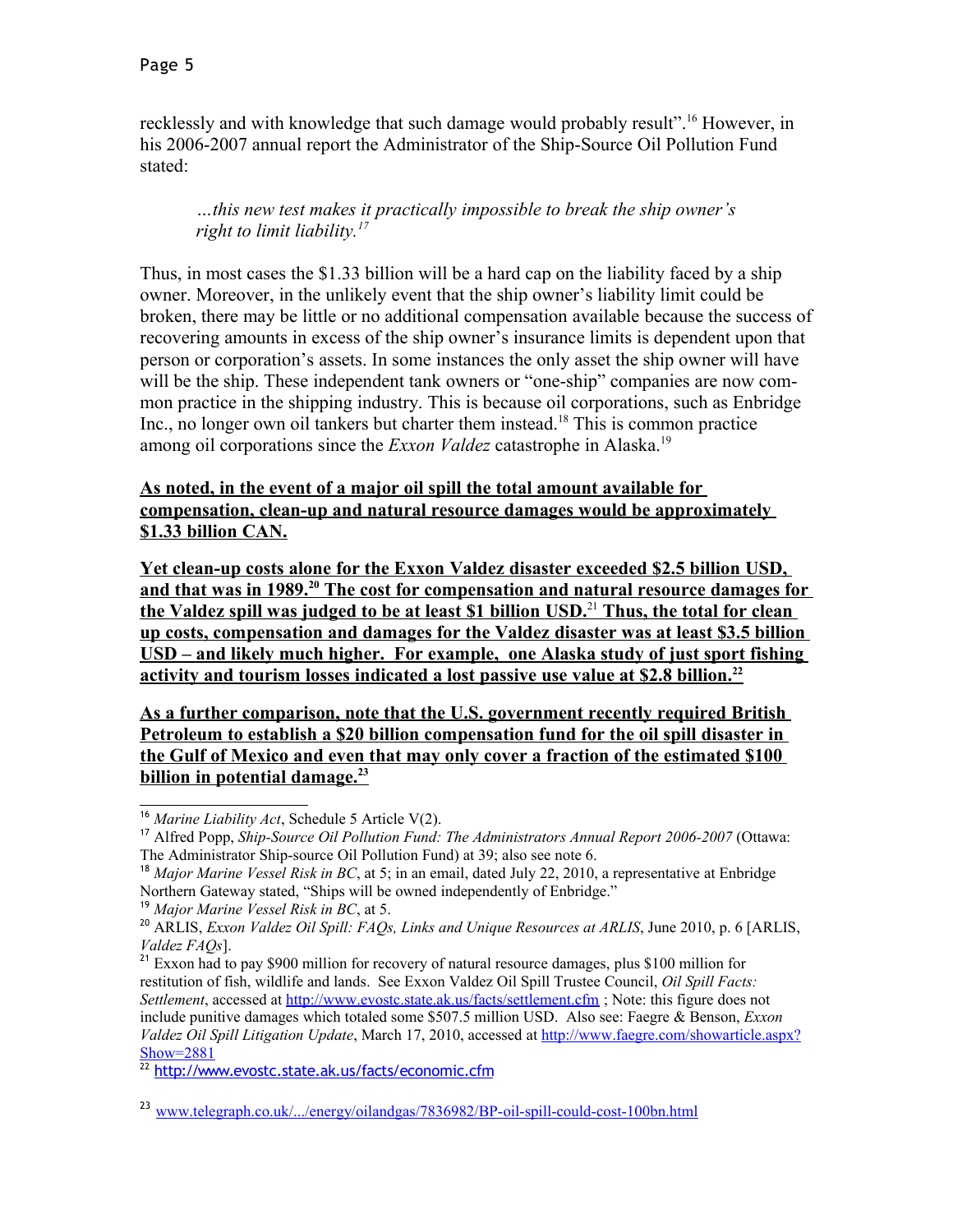recklessly and with knowledge that such damage would probably result".[16] However, in his 2006-2007 annual report the Administrator of the Ship-Source Oil Pollution Fund stated:

> *…this new test makes it practically impossible to break the ship owner's right to limit liability.[17]*

Thus, in most cases the $1.33 billion will be a hard cap on the liability faced by a ship owner. Moreover, in the unlikely event that the ship owner's liability limit could be broken, there may be little or no additional compensation available because the success of recovering amounts in excess of the ship owner's insurance limits is dependent upon that person or corporation's assets. In some instances the only asset the ship owner will have will be the ship. These independent tank owners or "one-ship" companies are now common practice in the shipping industry. This is because oil corporations, such as Enbridge Inc., no longer own oil tankers but charter them instead.[18] This is common practice among oil corporations since the *Exxon Valdez* catastrophe in Alaska.[19]

**As noted, in the event of a major oil spill the total amount available for compensation, clean-up and natural resource damages would be approximately $1.33 billion CAN.**

**Yet clean-up costs alone for the Exxon Valdez disaster exceeded $2.5 billion USD, and that was in 1989.[20] The cost for compensation and natural resource damages for the Valdez spill was judged to be at least $1 billion USD.[21] Thus, the total for clean up costs, compensation and damages for the Valdez disaster was at least $3.5 billion USD – and likely much higher. For example, one Alaska study of just sport fishing activity and tourism losses indicated a lost passive use value at $2.8 billion.[22]**

**As a further comparison, note that the U.S. government recently required British Petroleum to establish a $20 billion compensation fund for the oil spill disaster in the Gulf of Mexico and even that may only cover a fraction of the estimated $100 billion in potential damage.[23]**

---

[16] *Marine Liability Act*, Schedule 5 Article V(2).

[17] Alfred Popp, *Ship-Source Oil Pollution Fund: The Administrators Annual Report 2006-2007* (Ottawa: The Administrator Ship-source Oil Pollution Fund) at 39; also see note 6.

[18] *Major Marine Vessel Risk in BC*, at 5; in an email, dated July 22, 2010, a representative at Enbridge Northern Gateway stated, "Ships will be owned independently of Enbridge."

[19] *Major Marine Vessel Risk in BC*, at 5.

[20] ARLIS, *Exxon Valdez Oil Spill: FAQs, Links and Unique Resources at ARLIS*, June 2010, p. 6 [ARLIS, *Valdez FAQs*].

[21] Exxon had to pay $900 million for recovery of natural resource damages, plus $100 million for restitution of fish, wildlife and lands. See Exxon Valdez Oil Spill Trustee Council, *Oil Spill Facts: Settlement*, accessed at http://www.evostc.state.ak.us/facts/settlement.cfm ; Note: this figure does not include punitive damages which totaled some $507.5 million USD. Also see: Faegre & Benson, *Exxon Valdez Oil Spill Litigation Update*, March 17, 2010, accessed at http://www.faegre.com/showarticle.aspx?Show=2881

[22] http://www.evostc.state.ak.us/facts/economic.cfm

[23] www.telegraph.co.uk/.../energy/oilandgas/7836982/BP-oil-spill-could-cost-100bn.html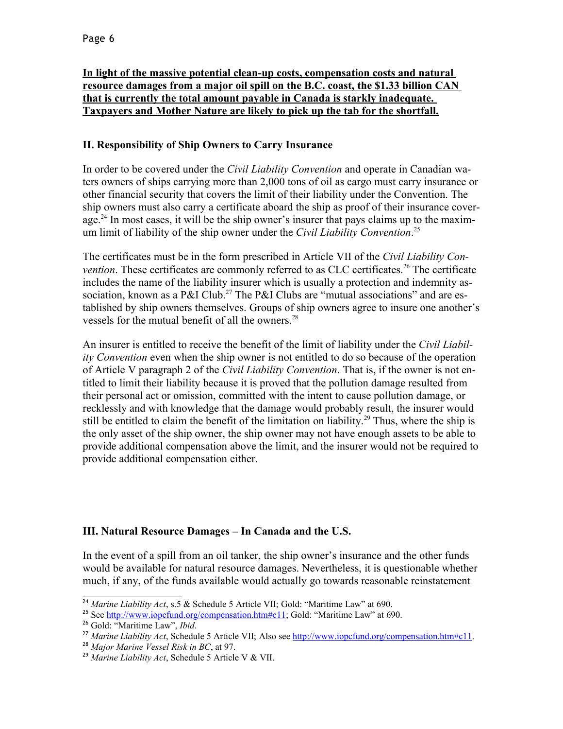**In light of the massive potential clean-up costs, compensation costs and natural resource damages from a major oil spill on the B.C. coast, the $1.33 billion CAN that is currently the total amount payable in Canada is starkly inadequate. Taxpayers and Mother Nature are likely to pick up the tab for the shortfall.**

## II. Responsibility of Ship Owners to Carry Insurance

In order to be covered under the *Civil Liability Convention* and operate in Canadian waters owners of ships carrying more than 2,000 tons of oil as cargo must carry insurance or other financial security that covers the limit of their liability under the Convention. The ship owners must also carry a certificate aboard the ship as proof of their insurance coverage.[24] In most cases, it will be the ship owner's insurer that pays claims up to the maximum limit of liability of the ship owner under the *Civil Liability Convention*.[25]

The certificates must be in the form prescribed in Article VII of the *Civil Liability Convention*. These certificates are commonly referred to as CLC certificates.[26] The certificate includes the name of the liability insurer which is usually a protection and indemnity association, known as a P&I Club.[27] The P&I Clubs are "mutual associations" and are established by ship owners themselves. Groups of ship owners agree to insure one another's vessels for the mutual benefit of all the owners.[28]

An insurer is entitled to receive the benefit of the limit of liability under the *Civil Liability Convention* even when the ship owner is not entitled to do so because of the operation of Article V paragraph 2 of the *Civil Liability Convention*. That is, if the owner is not entitled to limit their liability because it is proved that the pollution damage resulted from their personal act or omission, committed with the intent to cause pollution damage, or recklessly and with knowledge that the damage would probably result, the insurer would still be entitled to claim the benefit of the limitation on liability.[29] Thus, where the ship is the only asset of the ship owner, the ship owner may not have enough assets to be able to provide additional compensation above the limit, and the insurer would not be required to provide additional compensation either.

## III. Natural Resource Damages – In Canada and the U.S.

In the event of a spill from an oil tanker, the ship owner's insurance and the other funds would be available for natural resource damages. Nevertheless, it is questionable whether much, if any, of the funds available would actually go towards reasonable reinstatement

---

[24] *Marine Liability Act*, s.5 & Schedule 5 Article VII; Gold: "Maritime Law" at 690.

[25] See http://www.iopcfund.org/compensation.htm#c11; Gold: "Maritime Law" at 690.

[26] Gold: "Maritime Law", *Ibid*.

[27] *Marine Liability Act*, Schedule 5 Article VII; Also see http://www.iopcfund.org/compensation.htm#c11.

[28] *Major Marine Vessel Risk in BC*, at 97.

[29] *Marine Liability Act*, Schedule 5 Article V & VII.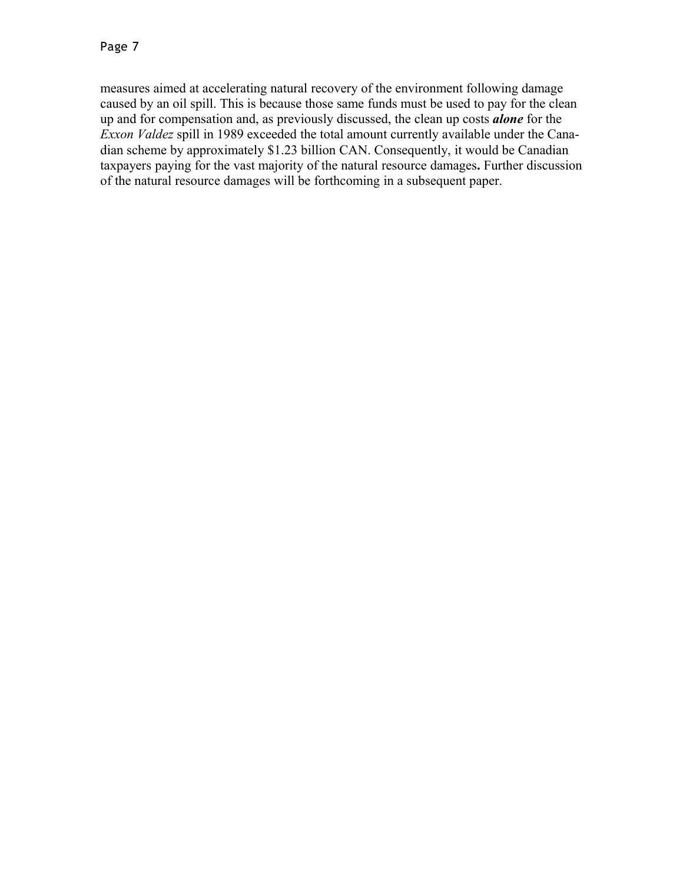measures aimed at accelerating natural recovery of the environment following damage caused by an oil spill. This is because those same funds must be used to pay for the clean up and for compensation and, as previously discussed, the clean up costs ***alone*** for the *Exxon Valdez* spill in 1989 exceeded the total amount currently available under the Canadian scheme by approximately $1.23 billion CAN. Consequently, it would be Canadian taxpayers paying for the vast majority of the natural resource damages**.** Further discussion of the natural resource damages will be forthcoming in a subsequent paper.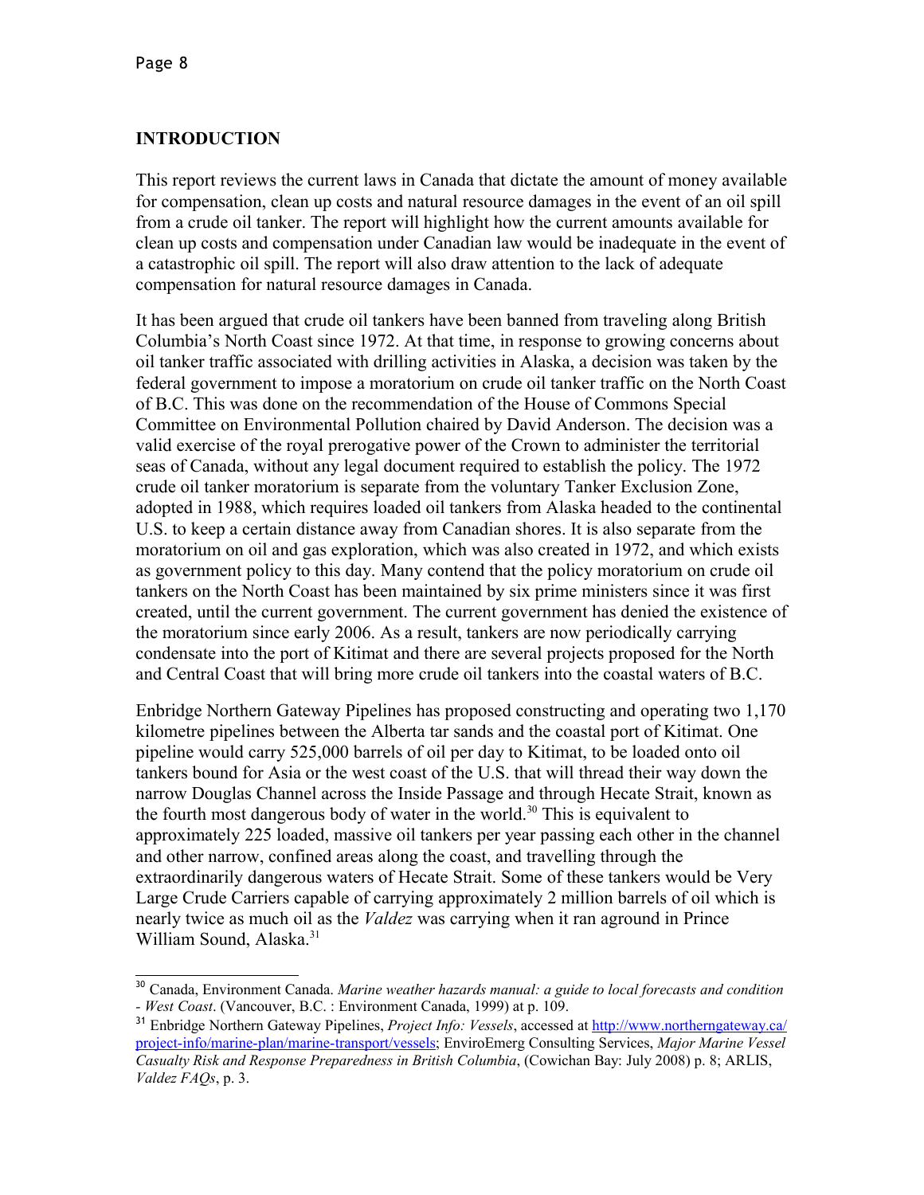## INTRODUCTION

This report reviews the current laws in Canada that dictate the amount of money available for compensation, clean up costs and natural resource damages in the event of an oil spill from a crude oil tanker. The report will highlight how the current amounts available for clean up costs and compensation under Canadian law would be inadequate in the event of a catastrophic oil spill. The report will also draw attention to the lack of adequate compensation for natural resource damages in Canada.

It has been argued that crude oil tankers have been banned from traveling along British Columbia's North Coast since 1972. At that time, in response to growing concerns about oil tanker traffic associated with drilling activities in Alaska, a decision was taken by the federal government to impose a moratorium on crude oil tanker traffic on the North Coast of B.C. This was done on the recommendation of the House of Commons Special Committee on Environmental Pollution chaired by David Anderson. The decision was a valid exercise of the royal prerogative power of the Crown to administer the territorial seas of Canada, without any legal document required to establish the policy. The 1972 crude oil tanker moratorium is separate from the voluntary Tanker Exclusion Zone, adopted in 1988, which requires loaded oil tankers from Alaska headed to the continental U.S. to keep a certain distance away from Canadian shores. It is also separate from the moratorium on oil and gas exploration, which was also created in 1972, and which exists as government policy to this day. Many contend that the policy moratorium on crude oil tankers on the North Coast has been maintained by six prime ministers since it was first created, until the current government. The current government has denied the existence of the moratorium since early 2006. As a result, tankers are now periodically carrying condensate into the port of Kitimat and there are several projects proposed for the North and Central Coast that will bring more crude oil tankers into the coastal waters of B.C.

Enbridge Northern Gateway Pipelines has proposed constructing and operating two 1,170 kilometre pipelines between the Alberta tar sands and the coastal port of Kitimat. One pipeline would carry 525,000 barrels of oil per day to Kitimat, to be loaded onto oil tankers bound for Asia or the west coast of the U.S. that will thread their way down the narrow Douglas Channel across the Inside Passage and through Hecate Strait, known as the fourth most dangerous body of water in the world.[30] This is equivalent to approximately 225 loaded, massive oil tankers per year passing each other in the channel and other narrow, confined areas along the coast, and travelling through the extraordinarily dangerous waters of Hecate Strait. Some of these tankers would be Very Large Crude Carriers capable of carrying approximately 2 million barrels of oil which is nearly twice as much oil as the *Valdez* was carrying when it ran aground in Prince William Sound, Alaska.[31]

---

[30] Canada, Environment Canada. *Marine weather hazards manual: a guide to local forecasts and condition - West Coast*. (Vancouver, B.C. : Environment Canada, 1999) at p. 109.

[31] Enbridge Northern Gateway Pipelines, *Project Info: Vessels*, accessed at http://www.northerngateway.ca/project-info/marine-plan/marine-transport/vessels; EnviroEmerg Consulting Services, *Major Marine Vessel Casualty Risk and Response Preparedness in British Columbia*, (Cowichan Bay: July 2008) p. 8; ARLIS, *Valdez FAQs*, p. 3.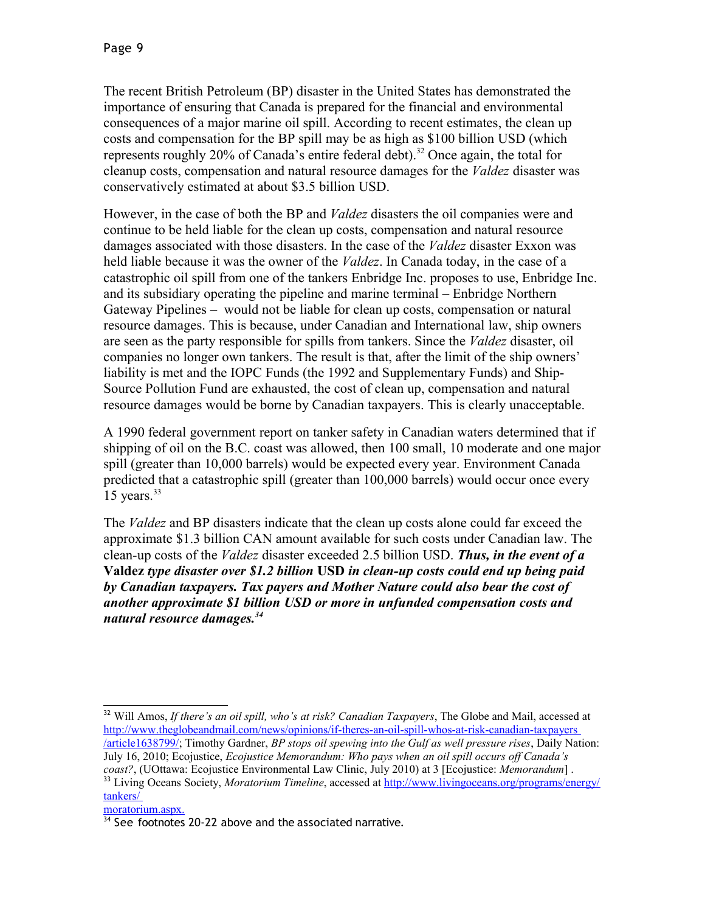The recent British Petroleum (BP) disaster in the United States has demonstrated the importance of ensuring that Canada is prepared for the financial and environmental consequences of a major marine oil spill. According to recent estimates, the clean up costs and compensation for the BP spill may be as high as $100 billion USD (which represents roughly 20% of Canada's entire federal debt).[32] Once again, the total for cleanup costs, compensation and natural resource damages for the *Valdez* disaster was conservatively estimated at about $3.5 billion USD.

However, in the case of both the BP and *Valdez* disasters the oil companies were and continue to be held liable for the clean up costs, compensation and natural resource damages associated with those disasters. In the case of the *Valdez* disaster Exxon was held liable because it was the owner of the *Valdez*. In Canada today, in the case of a catastrophic oil spill from one of the tankers Enbridge Inc. proposes to use, Enbridge Inc. and its subsidiary operating the pipeline and marine terminal – Enbridge Northern Gateway Pipelines – would not be liable for clean up costs, compensation or natural resource damages. This is because, under Canadian and International law, ship owners are seen as the party responsible for spills from tankers. Since the *Valdez* disaster, oil companies no longer own tankers. The result is that, after the limit of the ship owners' liability is met and the IOPC Funds (the 1992 and Supplementary Funds) and Ship-Source Pollution Fund are exhausted, the cost of clean up, compensation and natural resource damages would be borne by Canadian taxpayers. This is clearly unacceptable.

A 1990 federal government report on tanker safety in Canadian waters determined that if shipping of oil on the B.C. coast was allowed, then 100 small, 10 moderate and one major spill (greater than 10,000 barrels) would be expected every year. Environment Canada predicted that a catastrophic spill (greater than 100,000 barrels) would occur once every 15 years.[33]

The *Valdez* and BP disasters indicate that the clean up costs alone could far exceed the approximate $1.3 billion CAN amount available for such costs under Canadian law. The clean-up costs of the *Valdez* disaster exceeded 2.5 billion USD. ***Thus, in the event of a* Valdez *type disaster over $1.2 billion* USD *in clean-up costs could end up being paid by Canadian taxpayers. Tax payers and Mother Nature could also bear the cost of another approximate $1 billion USD or more in unfunded compensation costs and natural resource damages.***[34]

---

[32] Will Amos, *If there's an oil spill, who's at risk? Canadian Taxpayers*, The Globe and Mail, accessed at http://www.theglobeandmail.com/news/opinions/if-theres-an-oil-spill-whos-at-risk-canadian-taxpayers/article1638799/; Timothy Gardner, *BP stops oil spewing into the Gulf as well pressure rises*, Daily Nation: July 16, 2010; Ecojustice, *Ecojustice Memorandum: Who pays when an oil spill occurs off Canada's coast?*, (UOttawa: Ecojustice Environmental Law Clinic, July 2010) at 3 [Ecojustice: *Memorandum*] .

[33] Living Oceans Society, *Moratorium Timeline*, accessed at http://www.livingoceans.org/programs/energy/tankers/moratorium.aspx.

[34] See footnotes 20-22 above and the associated narrative.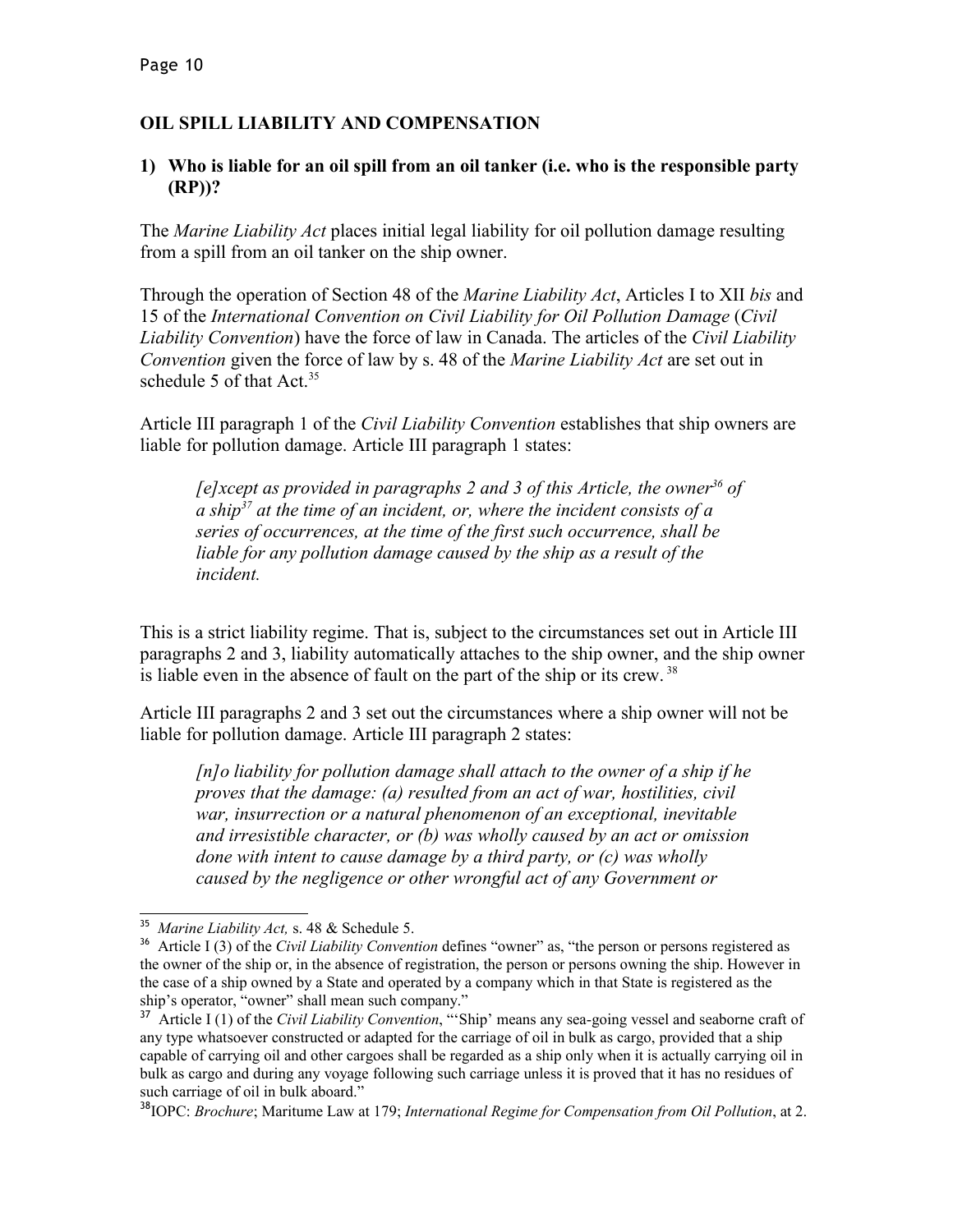## OIL SPILL LIABILITY AND COMPENSATION

### 1) Who is liable for an oil spill from an oil tanker (i.e. who is the responsible party (RP))?

The *Marine Liability Act* places initial legal liability for oil pollution damage resulting from a spill from an oil tanker on the ship owner.

Through the operation of Section 48 of the *Marine Liability Act*, Articles I to XII *bis* and 15 of the *International Convention on Civil Liability for Oil Pollution Damage* (*Civil Liability Convention*) have the force of law in Canada. The articles of the *Civil Liability Convention* given the force of law by s. 48 of the *Marine Liability Act* are set out in schedule 5 of that Act.[35]

Article III paragraph 1 of the *Civil Liability Convention* establishes that ship owners are liable for pollution damage. Article III paragraph 1 states:

> *[e]xcept as provided in paragraphs 2 and 3 of this Article, the owner[36] of a ship[37] at the time of an incident, or, where the incident consists of a series of occurrences, at the time of the first such occurrence, shall be liable for any pollution damage caused by the ship as a result of the incident.*

This is a strict liability regime. That is, subject to the circumstances set out in Article III paragraphs 2 and 3, liability automatically attaches to the ship owner, and the ship owner is liable even in the absence of fault on the part of the ship or its crew. [38]

Article III paragraphs 2 and 3 set out the circumstances where a ship owner will not be liable for pollution damage. Article III paragraph 2 states:

> *[n]o liability for pollution damage shall attach to the owner of a ship if he proves that the damage: (a) resulted from an act of war, hostilities, civil war, insurrection or a natural phenomenon of an exceptional, inevitable and irresistible character, or (b) was wholly caused by an act or omission done with intent to cause damage by a third party, or (c) was wholly caused by the negligence or other wrongful act of any Government or*

---

[35] *Marine Liability Act,* s. 48 & Schedule 5.

[36] Article I (3) of the *Civil Liability Convention* defines "owner" as, "the person or persons registered as the owner of the ship or, in the absence of registration, the person or persons owning the ship. However in the case of a ship owned by a State and operated by a company which in that State is registered as the ship's operator, "owner" shall mean such company."

[37] Article I (1) of the *Civil Liability Convention*, "'Ship' means any sea-going vessel and seaborne craft of any type whatsoever constructed or adapted for the carriage of oil in bulk as cargo, provided that a ship capable of carrying oil and other cargoes shall be regarded as a ship only when it is actually carrying oil in bulk as cargo and during any voyage following such carriage unless it is proved that it has no residues of such carriage of oil in bulk aboard."

[38] IOPC: *Brochure*; Maritume Law at 179; *International Regime for Compensation from Oil Pollution*, at 2.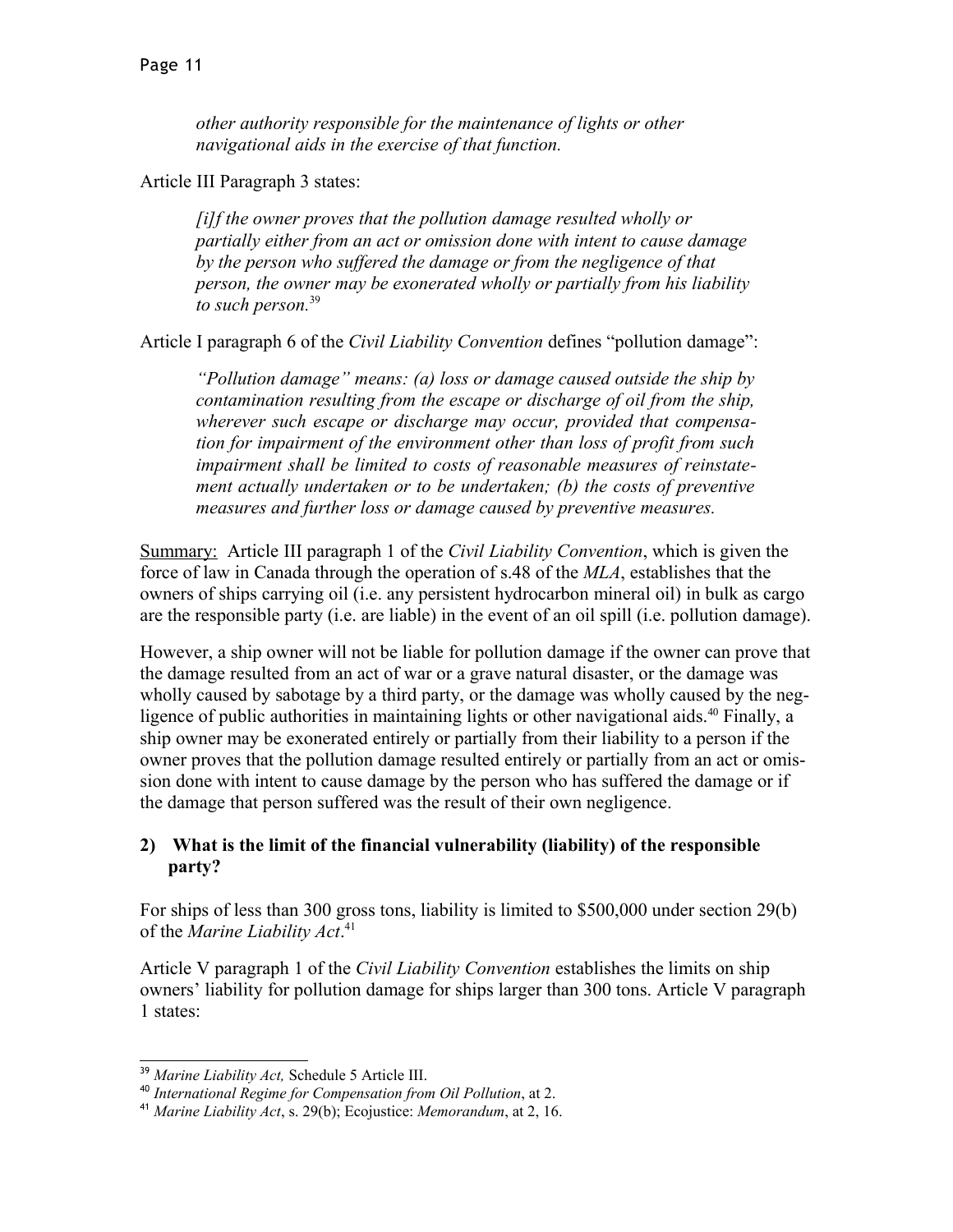> *other authority responsible for the maintenance of lights or other navigational aids in the exercise of that function.*

Article III Paragraph 3 states:

> *[i]f the owner proves that the pollution damage resulted wholly or partially either from an act or omission done with intent to cause damage by the person who suffered the damage or from the negligence of that person, the owner may be exonerated wholly or partially from his liability to such person.*[39]

Article I paragraph 6 of the *Civil Liability Convention* defines "pollution damage":

> *"Pollution damage" means: (a) loss or damage caused outside the ship by contamination resulting from the escape or discharge of oil from the ship, wherever such escape or discharge may occur, provided that compensation for impairment of the environment other than loss of profit from such impairment shall be limited to costs of reasonable measures of reinstatement actually undertaken or to be undertaken; (b) the costs of preventive measures and further loss or damage caused by preventive measures.*

<u>Summary:</u> Article III paragraph 1 of the *Civil Liability Convention*, which is given the force of law in Canada through the operation of s.48 of the *MLA*, establishes that the owners of ships carrying oil (i.e. any persistent hydrocarbon mineral oil) in bulk as cargo are the responsible party (i.e. are liable) in the event of an oil spill (i.e. pollution damage).

However, a ship owner will not be liable for pollution damage if the owner can prove that the damage resulted from an act of war or a grave natural disaster, or the damage was wholly caused by sabotage by a third party, or the damage was wholly caused by the negligence of public authorities in maintaining lights or other navigational aids.[40] Finally, a ship owner may be exonerated entirely or partially from their liability to a person if the owner proves that the pollution damage resulted entirely or partially from an act or omission done with intent to cause damage by the person who has suffered the damage or if the damage that person suffered was the result of their own negligence.

### 2) What is the limit of the financial vulnerability (liability) of the responsible party?

For ships of less than 300 gross tons, liability is limited to $500,000 under section 29(b) of the *Marine Liability Act*.[41]

Article V paragraph 1 of the *Civil Liability Convention* establishes the limits on ship owners' liability for pollution damage for ships larger than 300 tons. Article V paragraph 1 states:

---

[39] *Marine Liability Act,* Schedule 5 Article III.

[40] *International Regime for Compensation from Oil Pollution*, at 2.

[41] *Marine Liability Act*, s. 29(b); Ecojustice: *Memorandum*, at 2, 16.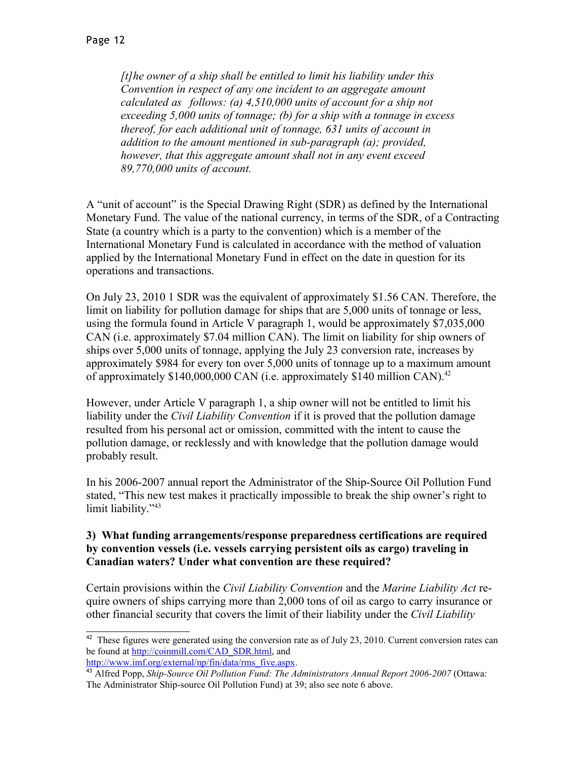*[t]he owner of a ship shall be entitled to limit his liability under this Convention in respect of any one incident to an aggregate amount calculated as follows: (a) 4,510,000 units of account for a ship not exceeding 5,000 units of tonnage; (b) for a ship with a tonnage in excess thereof, for each additional unit of tonnage, 631 units of account in addition to the amount mentioned in sub-paragraph (a); provided, however, that this aggregate amount shall not in any event exceed 89,770,000 units of account.*

A "unit of account" is the Special Drawing Right (SDR) as defined by the International Monetary Fund. The value of the national currency, in terms of the SDR, of a Contracting State (a country which is a party to the convention) which is a member of the International Monetary Fund is calculated in accordance with the method of valuation applied by the International Monetary Fund in effect on the date in question for its operations and transactions.

On July 23, 2010 1 SDR was the equivalent of approximately $1.56 CAN. Therefore, the limit on liability for pollution damage for ships that are 5,000 units of tonnage or less, using the formula found in Article V paragraph 1, would be approximately $7,035,000 CAN (i.e. approximately $7.04 million CAN). The limit on liability for ship owners of ships over 5,000 units of tonnage, applying the July 23 conversion rate, increases by approximately $984 for every ton over 5,000 units of tonnage up to a maximum amount of approximately $140,000,000 CAN (i.e. approximately $140 million CAN).[42]

However, under Article V paragraph 1, a ship owner will not be entitled to limit his liability under the *Civil Liability Convention* if it is proved that the pollution damage resulted from his personal act or omission, committed with the intent to cause the pollution damage, or recklessly and with knowledge that the pollution damage would probably result.

In his 2006-2007 annual report the Administrator of the Ship-Source Oil Pollution Fund stated, "This new test makes it practically impossible to break the ship owner's right to limit liability."[43]

**3) What funding arrangements/response preparedness certifications are required by convention vessels (i.e. vessels carrying persistent oils as cargo) traveling in Canadian waters? Under what convention are these required?**

Certain provisions within the *Civil Liability Convention* and the *Marine Liability Act* require owners of ships carrying more than 2,000 tons of oil as cargo to carry insurance or other financial security that covers the limit of their liability under the *Civil Liability*

---

[42] These figures were generated using the conversion rate as of July 23, 2010. Current conversion rates can be found at http://coinmill.com/CAD_SDR.html, and http://www.imf.org/external/np/fin/data/rms_five.aspx.

[43] Alfred Popp, *Ship-Source Oil Pollution Fund: The Administrators Annual Report 2006-2007* (Ottawa: The Administrator Ship-source Oil Pollution Fund) at 39; also see note 6 above.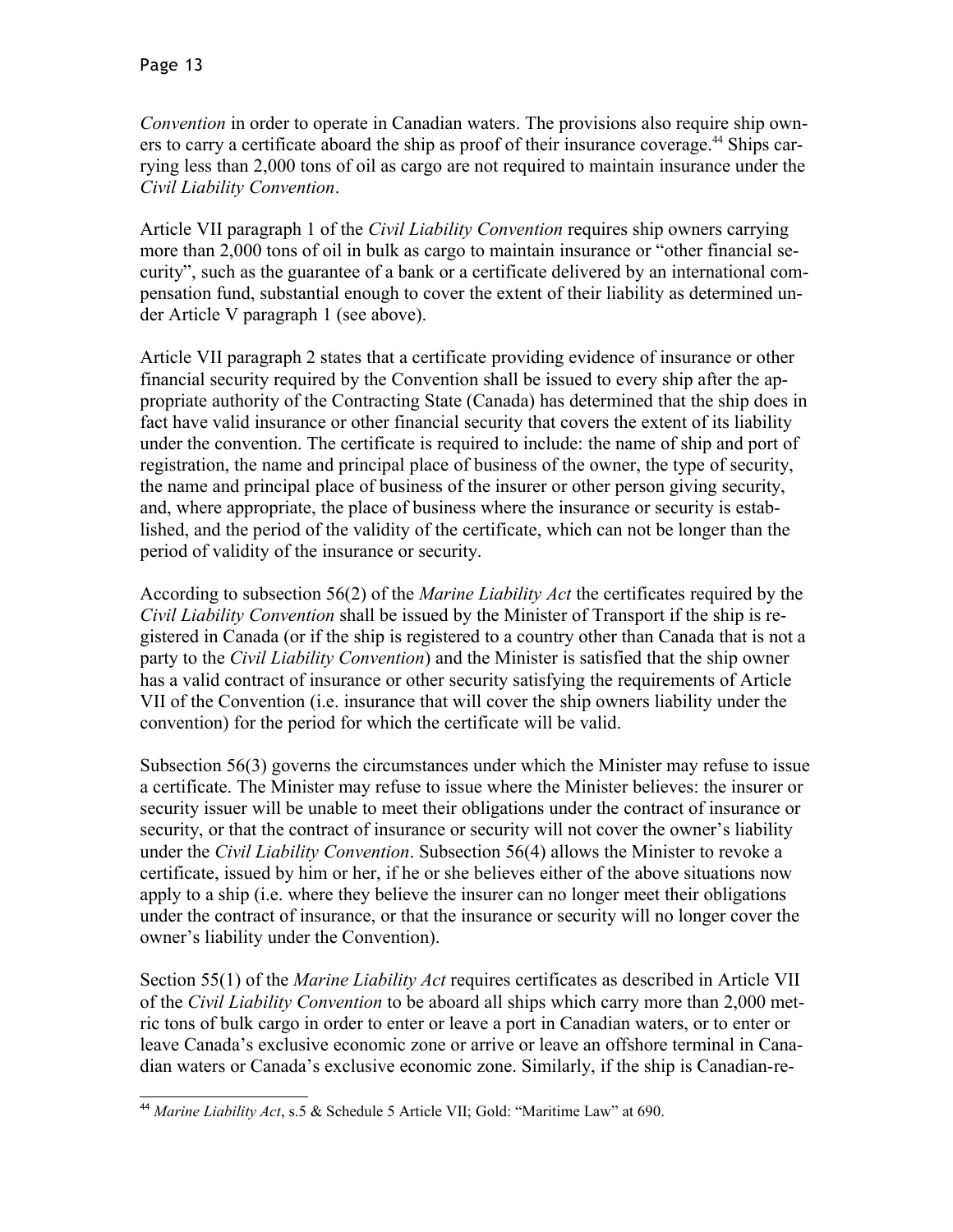*Convention* in order to operate in Canadian waters. The provisions also require ship owners to carry a certificate aboard the ship as proof of their insurance coverage.[44] Ships carrying less than 2,000 tons of oil as cargo are not required to maintain insurance under the *Civil Liability Convention*.

Article VII paragraph 1 of the *Civil Liability Convention* requires ship owners carrying more than 2,000 tons of oil in bulk as cargo to maintain insurance or "other financial security", such as the guarantee of a bank or a certificate delivered by an international compensation fund, substantial enough to cover the extent of their liability as determined under Article V paragraph 1 (see above).

Article VII paragraph 2 states that a certificate providing evidence of insurance or other financial security required by the Convention shall be issued to every ship after the appropriate authority of the Contracting State (Canada) has determined that the ship does in fact have valid insurance or other financial security that covers the extent of its liability under the convention. The certificate is required to include: the name of ship and port of registration, the name and principal place of business of the owner, the type of security, the name and principal place of business of the insurer or other person giving security, and, where appropriate, the place of business where the insurance or security is established, and the period of the validity of the certificate, which can not be longer than the period of validity of the insurance or security.

According to subsection 56(2) of the *Marine Liability Act* the certificates required by the *Civil Liability Convention* shall be issued by the Minister of Transport if the ship is registered in Canada (or if the ship is registered to a country other than Canada that is not a party to the *Civil Liability Convention*) and the Minister is satisfied that the ship owner has a valid contract of insurance or other security satisfying the requirements of Article VII of the Convention (i.e. insurance that will cover the ship owners liability under the convention) for the period for which the certificate will be valid.

Subsection 56(3) governs the circumstances under which the Minister may refuse to issue a certificate. The Minister may refuse to issue where the Minister believes: the insurer or security issuer will be unable to meet their obligations under the contract of insurance or security, or that the contract of insurance or security will not cover the owner's liability under the *Civil Liability Convention*. Subsection 56(4) allows the Minister to revoke a certificate, issued by him or her, if he or she believes either of the above situations now apply to a ship (i.e. where they believe the insurer can no longer meet their obligations under the contract of insurance, or that the insurance or security will no longer cover the owner's liability under the Convention).

Section 55(1) of the *Marine Liability Act* requires certificates as described in Article VII of the *Civil Liability Convention* to be aboard all ships which carry more than 2,000 metric tons of bulk cargo in order to enter or leave a port in Canadian waters, or to enter or leave Canada's exclusive economic zone or arrive or leave an offshore terminal in Canadian waters or Canada's exclusive economic zone. Similarly, if the ship is Canadian-re-

---

[44] *Marine Liability Act*, s.5 & Schedule 5 Article VII; Gold: "Maritime Law" at 690.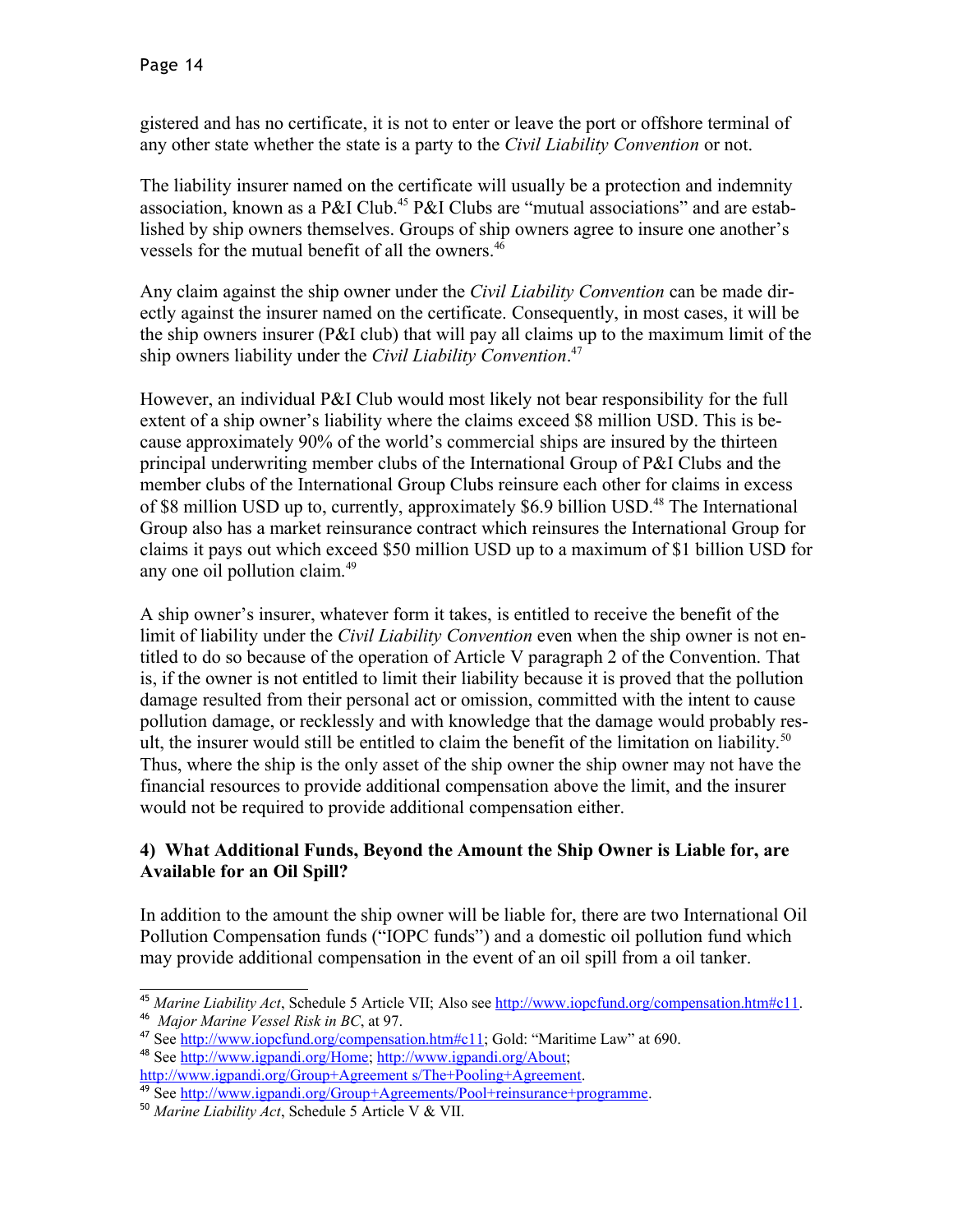gistered and has no certificate, it is not to enter or leave the port or offshore terminal of any other state whether the state is a party to the *Civil Liability Convention* or not.

The liability insurer named on the certificate will usually be a protection and indemnity association, known as a P&I Club.[45] P&I Clubs are "mutual associations" and are established by ship owners themselves. Groups of ship owners agree to insure one another's vessels for the mutual benefit of all the owners.[46]

Any claim against the ship owner under the *Civil Liability Convention* can be made directly against the insurer named on the certificate. Consequently, in most cases, it will be the ship owners insurer (P&I club) that will pay all claims up to the maximum limit of the ship owners liability under the *Civil Liability Convention*.[47]

However, an individual P&I Club would most likely not bear responsibility for the full extent of a ship owner's liability where the claims exceed $8 million USD. This is because approximately 90% of the world's commercial ships are insured by the thirteen principal underwriting member clubs of the International Group of P&I Clubs and the member clubs of the International Group Clubs reinsure each other for claims in excess of $8 million USD up to, currently, approximately $6.9 billion USD.[48] The International Group also has a market reinsurance contract which reinsures the International Group for claims it pays out which exceed $50 million USD up to a maximum of $1 billion USD for any one oil pollution claim.[49]

A ship owner's insurer, whatever form it takes, is entitled to receive the benefit of the limit of liability under the *Civil Liability Convention* even when the ship owner is not entitled to do so because of the operation of Article V paragraph 2 of the Convention. That is, if the owner is not entitled to limit their liability because it is proved that the pollution damage resulted from their personal act or omission, committed with the intent to cause pollution damage, or recklessly and with knowledge that the damage would probably result, the insurer would still be entitled to claim the benefit of the limitation on liability.[50] Thus, where the ship is the only asset of the ship owner the ship owner may not have the financial resources to provide additional compensation above the limit, and the insurer would not be required to provide additional compensation either.

### 4) What Additional Funds, Beyond the Amount the Ship Owner is Liable for, are Available for an Oil Spill?

In addition to the amount the ship owner will be liable for, there are two International Oil Pollution Compensation funds ("IOPC funds") and a domestic oil pollution fund which may provide additional compensation in the event of an oil spill from a oil tanker.

---

[45] *Marine Liability Act*, Schedule 5 Article VII; Also see http://www.iopcfund.org/compensation.htm#c11.

[46] *Major Marine Vessel Risk in BC*, at 97.

[47] See http://www.iopcfund.org/compensation.htm#c11; Gold: "Maritime Law" at 690.

[48] See http://www.igpandi.org/Home; http://www.igpandi.org/About; http://www.igpandi.org/Group+Agreement s/The+Pooling+Agreement.

[49] See http://www.igpandi.org/Group+Agreements/Pool+reinsurance+programme.

[50] *Marine Liability Act*, Schedule 5 Article V & VII.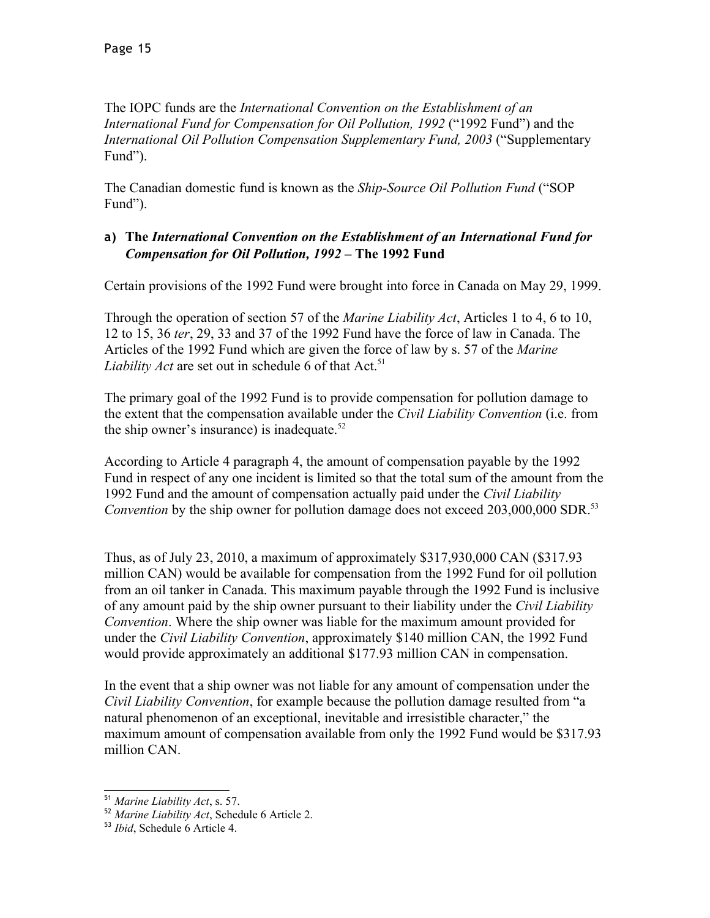The IOPC funds are the *International Convention on the Establishment of an International Fund for Compensation for Oil Pollution, 1992* ("1992 Fund") and the *International Oil Pollution Compensation Supplementary Fund, 2003* ("Supplementary Fund").

The Canadian domestic fund is known as the *Ship-Source Oil Pollution Fund* ("SOP Fund").

### a) The *International Convention on the Establishment of an International Fund for Compensation for Oil Pollution, 1992* – The 1992 Fund

Certain provisions of the 1992 Fund were brought into force in Canada on May 29, 1999.

Through the operation of section 57 of the *Marine Liability Act*, Articles 1 to 4, 6 to 10, 12 to 15, 36 *ter*, 29, 33 and 37 of the 1992 Fund have the force of law in Canada. The Articles of the 1992 Fund which are given the force of law by s. 57 of the *Marine Liability Act* are set out in schedule 6 of that Act.[51]

The primary goal of the 1992 Fund is to provide compensation for pollution damage to the extent that the compensation available under the *Civil Liability Convention* (i.e. from the ship owner's insurance) is inadequate.[52]

According to Article 4 paragraph 4, the amount of compensation payable by the 1992 Fund in respect of any one incident is limited so that the total sum of the amount from the 1992 Fund and the amount of compensation actually paid under the *Civil Liability Convention* by the ship owner for pollution damage does not exceed 203,000,000 SDR.[53]

Thus, as of July 23, 2010, a maximum of approximately $317,930,000 CAN ($317.93 million CAN) would be available for compensation from the 1992 Fund for oil pollution from an oil tanker in Canada. This maximum payable through the 1992 Fund is inclusive of any amount paid by the ship owner pursuant to their liability under the *Civil Liability Convention*. Where the ship owner was liable for the maximum amount provided for under the *Civil Liability Convention*, approximately $140 million CAN, the 1992 Fund would provide approximately an additional $177.93 million CAN in compensation.

In the event that a ship owner was not liable for any amount of compensation under the *Civil Liability Convention*, for example because the pollution damage resulted from "a natural phenomenon of an exceptional, inevitable and irresistible character," the maximum amount of compensation available from only the 1992 Fund would be $317.93 million CAN.

---

[51] *Marine Liability Act*, s. 57.

[52] *Marine Liability Act*, Schedule 6 Article 2.

[53] *Ibid*, Schedule 6 Article 4.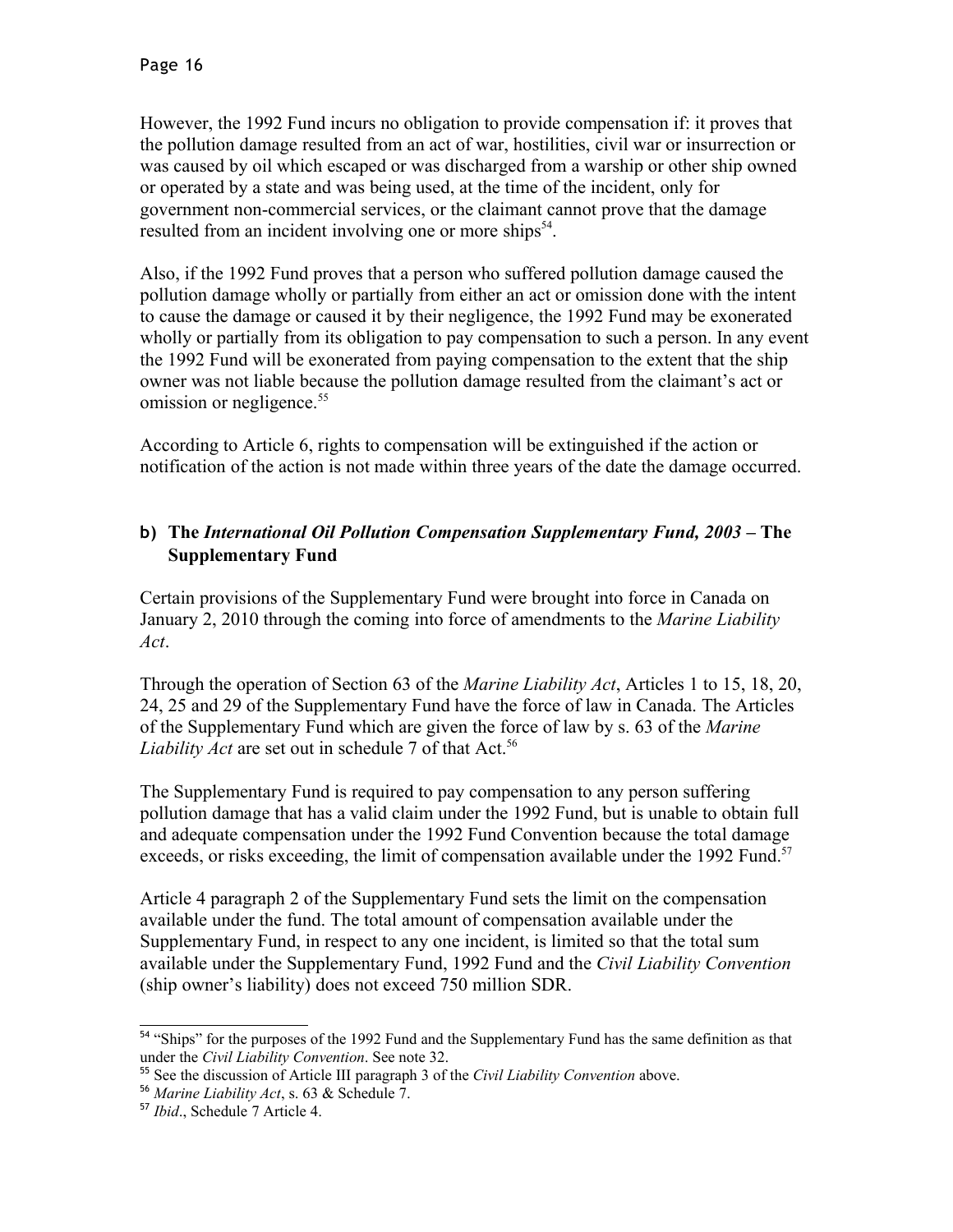However, the 1992 Fund incurs no obligation to provide compensation if: it proves that the pollution damage resulted from an act of war, hostilities, civil war or insurrection or was caused by oil which escaped or was discharged from a warship or other ship owned or operated by a state and was being used, at the time of the incident, only for government non-commercial services, or the claimant cannot prove that the damage resulted from an incident involving one or more ships[54].

Also, if the 1992 Fund proves that a person who suffered pollution damage caused the pollution damage wholly or partially from either an act or omission done with the intent to cause the damage or caused it by their negligence, the 1992 Fund may be exonerated wholly or partially from its obligation to pay compensation to such a person. In any event the 1992 Fund will be exonerated from paying compensation to the extent that the ship owner was not liable because the pollution damage resulted from the claimant's act or omission or negligence.[55]

According to Article 6, rights to compensation will be extinguished if the action or notification of the action is not made within three years of the date the damage occurred.

### b) The *International Oil Pollution Compensation Supplementary Fund, 2003* – The Supplementary Fund

Certain provisions of the Supplementary Fund were brought into force in Canada on January 2, 2010 through the coming into force of amendments to the *Marine Liability Act*.

Through the operation of Section 63 of the *Marine Liability Act*, Articles 1 to 15, 18, 20, 24, 25 and 29 of the Supplementary Fund have the force of law in Canada. The Articles of the Supplementary Fund which are given the force of law by s. 63 of the *Marine Liability Act* are set out in schedule 7 of that Act.[56]

The Supplementary Fund is required to pay compensation to any person suffering pollution damage that has a valid claim under the 1992 Fund, but is unable to obtain full and adequate compensation under the 1992 Fund Convention because the total damage exceeds, or risks exceeding, the limit of compensation available under the 1992 Fund.[57]

Article 4 paragraph 2 of the Supplementary Fund sets the limit on the compensation available under the fund. The total amount of compensation available under the Supplementary Fund, in respect to any one incident, is limited so that the total sum available under the Supplementary Fund, 1992 Fund and the *Civil Liability Convention* (ship owner's liability) does not exceed 750 million SDR.

---

[54] "Ships" for the purposes of the 1992 Fund and the Supplementary Fund has the same definition as that under the *Civil Liability Convention*. See note 32.

[55] See the discussion of Article III paragraph 3 of the *Civil Liability Convention* above.

[56] *Marine Liability Act*, s. 63 & Schedule 7.

[57] *Ibid*., Schedule 7 Article 4.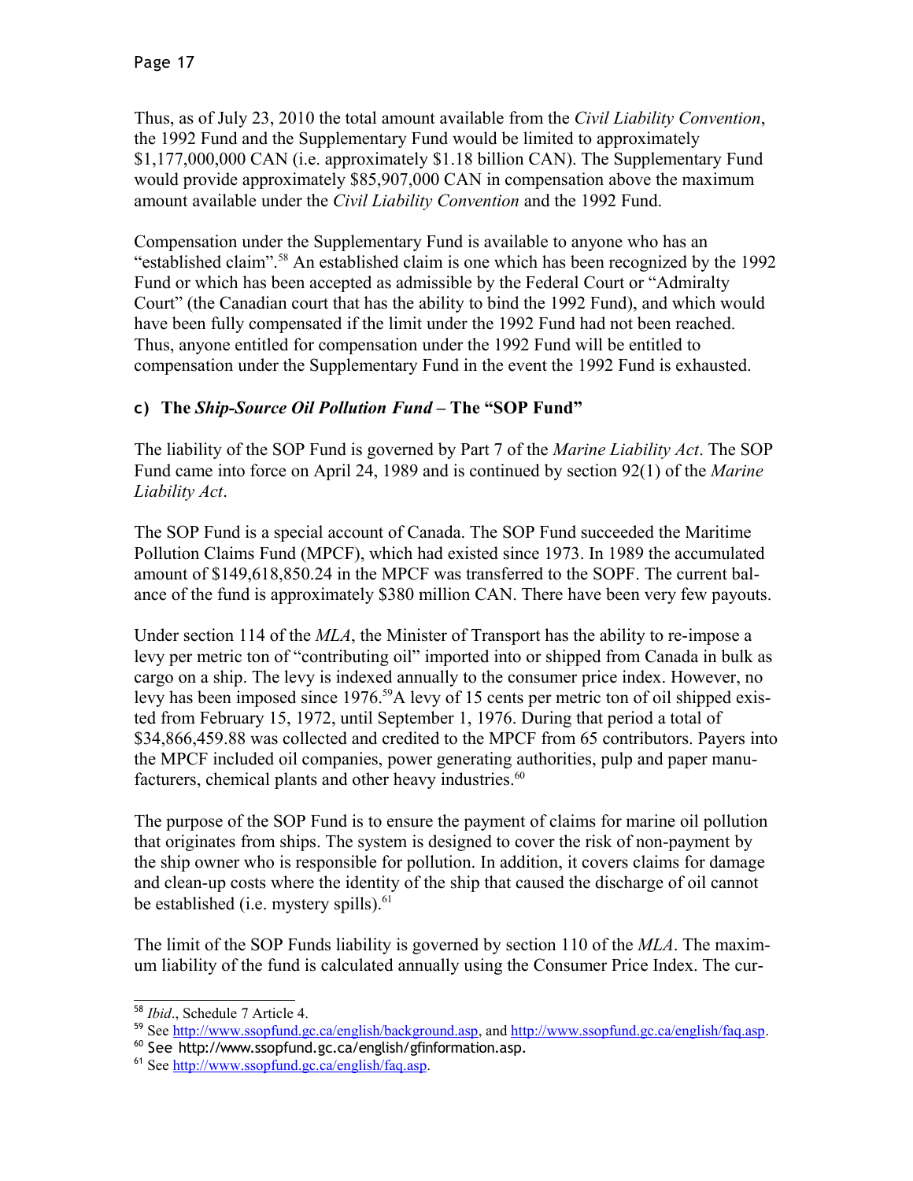Thus, as of July 23, 2010 the total amount available from the *Civil Liability Convention*, the 1992 Fund and the Supplementary Fund would be limited to approximately $1,177,000,000 CAN (i.e. approximately $1.18 billion CAN). The Supplementary Fund would provide approximately $85,907,000 CAN in compensation above the maximum amount available under the *Civil Liability Convention* and the 1992 Fund.

Compensation under the Supplementary Fund is available to anyone who has an "established claim".[58] An established claim is one which has been recognized by the 1992 Fund or which has been accepted as admissible by the Federal Court or "Admiralty Court" (the Canadian court that has the ability to bind the 1992 Fund), and which would have been fully compensated if the limit under the 1992 Fund had not been reached. Thus, anyone entitled for compensation under the 1992 Fund will be entitled to compensation under the Supplementary Fund in the event the 1992 Fund is exhausted.

### c) The *Ship-Source Oil Pollution Fund* – The "SOP Fund"

The liability of the SOP Fund is governed by Part 7 of the *Marine Liability Act*. The SOP Fund came into force on April 24, 1989 and is continued by section 92(1) of the *Marine Liability Act*.

The SOP Fund is a special account of Canada. The SOP Fund succeeded the Maritime Pollution Claims Fund (MPCF), which had existed since 1973. In 1989 the accumulated amount of $149,618,850.24 in the MPCF was transferred to the SOPF. The current balance of the fund is approximately $380 million CAN. There have been very few payouts.

Under section 114 of the *MLA*, the Minister of Transport has the ability to re-impose a levy per metric ton of "contributing oil" imported into or shipped from Canada in bulk as cargo on a ship. The levy is indexed annually to the consumer price index. However, no levy has been imposed since 1976.[59]A levy of 15 cents per metric ton of oil shipped existed from February 15, 1972, until September 1, 1976. During that period a total of $34,866,459.88 was collected and credited to the MPCF from 65 contributors. Payers into the MPCF included oil companies, power generating authorities, pulp and paper manufacturers, chemical plants and other heavy industries.[60]

The purpose of the SOP Fund is to ensure the payment of claims for marine oil pollution that originates from ships. The system is designed to cover the risk of non-payment by the ship owner who is responsible for pollution. In addition, it covers claims for damage and clean-up costs where the identity of the ship that caused the discharge of oil cannot be established (i.e. mystery spills).[61]

The limit of the SOP Funds liability is governed by section 110 of the *MLA*. The maximum liability of the fund is calculated annually using the Consumer Price Index. The cur-

---

[58] *Ibid*., Schedule 7 Article 4.

[59] See http://www.ssopfund.gc.ca/english/background.asp, and http://www.ssopfund.gc.ca/english/faq.asp.

[60] See http://www.ssopfund.gc.ca/english/gfinformation.asp.

[61] See http://www.ssopfund.gc.ca/english/faq.asp.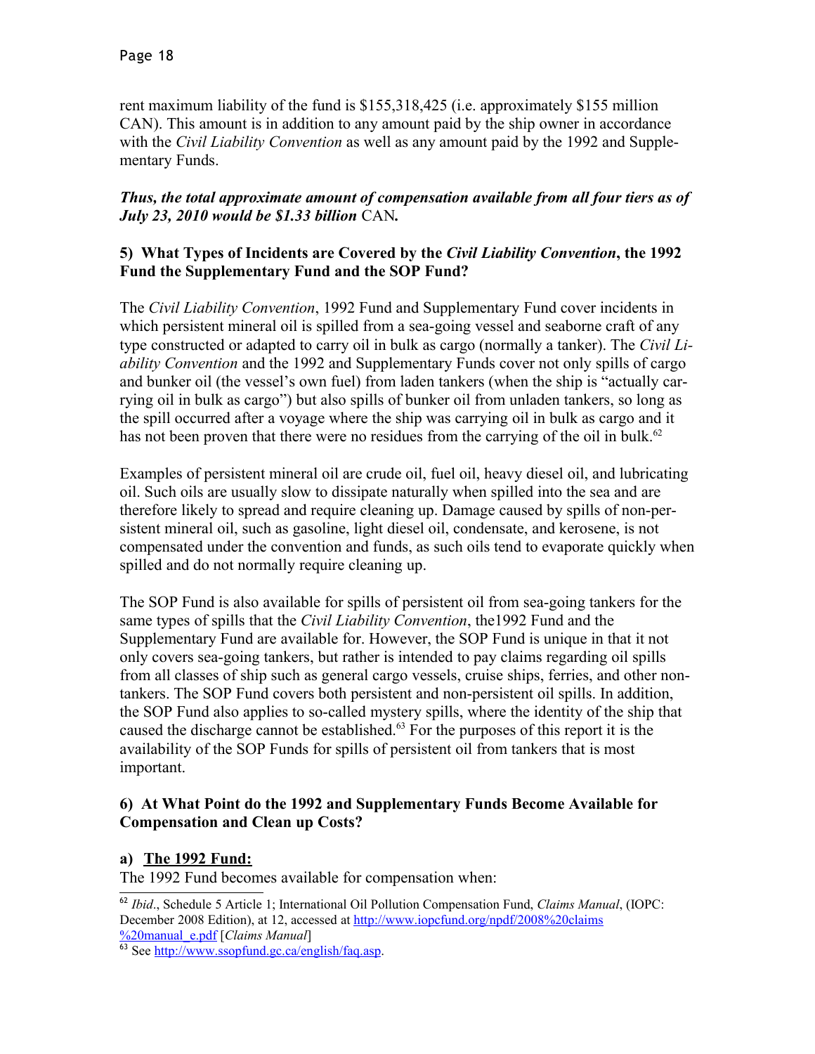rent maximum liability of the fund is $155,318,425 (i.e. approximately $155 million CAN). This amount is in addition to any amount paid by the ship owner in accordance with the *Civil Liability Convention* as well as any amount paid by the 1992 and Supplementary Funds.

***Thus, the total approximate amount of compensation available from all four tiers as of July 23, 2010 would be $1.33 billion* CAN*.***

### 5) What Types of Incidents are Covered by the *Civil Liability Convention*, the 1992 Fund the Supplementary Fund and the SOP Fund?

The *Civil Liability Convention*, 1992 Fund and Supplementary Fund cover incidents in which persistent mineral oil is spilled from a sea-going vessel and seaborne craft of any type constructed or adapted to carry oil in bulk as cargo (normally a tanker). The *Civil Liability Convention* and the 1992 and Supplementary Funds cover not only spills of cargo and bunker oil (the vessel's own fuel) from laden tankers (when the ship is "actually carrying oil in bulk as cargo") but also spills of bunker oil from unladen tankers, so long as the spill occurred after a voyage where the ship was carrying oil in bulk as cargo and it has not been proven that there were no residues from the carrying of the oil in bulk.[62]

Examples of persistent mineral oil are crude oil, fuel oil, heavy diesel oil, and lubricating oil. Such oils are usually slow to dissipate naturally when spilled into the sea and are therefore likely to spread and require cleaning up. Damage caused by spills of non-persistent mineral oil, such as gasoline, light diesel oil, condensate, and kerosene, is not compensated under the convention and funds, as such oils tend to evaporate quickly when spilled and do not normally require cleaning up.

The SOP Fund is also available for spills of persistent oil from sea-going tankers for the same types of spills that the *Civil Liability Convention*, the1992 Fund and the Supplementary Fund are available for. However, the SOP Fund is unique in that it not only covers sea-going tankers, but rather is intended to pay claims regarding oil spills from all classes of ship such as general cargo vessels, cruise ships, ferries, and other non-tankers. The SOP Fund covers both persistent and non-persistent oil spills. In addition, the SOP Fund also applies to so-called mystery spills, where the identity of the ship that caused the discharge cannot be established.[63] For the purposes of this report it is the availability of the SOP Funds for spills of persistent oil from tankers that is most important.

### 6) At What Point do the 1992 and Supplementary Funds Become Available for Compensation and Clean up Costs?

#### a) <u>The 1992 Fund:</u>

The 1992 Fund becomes available for compensation when:

---

[62] *Ibid*., Schedule 5 Article 1; International Oil Pollution Compensation Fund, *Claims Manual*, (IOPC: December 2008 Edition), at 12, accessed at http://www.iopcfund.org/npdf/2008%20claims%20manual_e.pdf [*Claims Manual*]

[63] See http://www.ssopfund.gc.ca/english/faq.asp.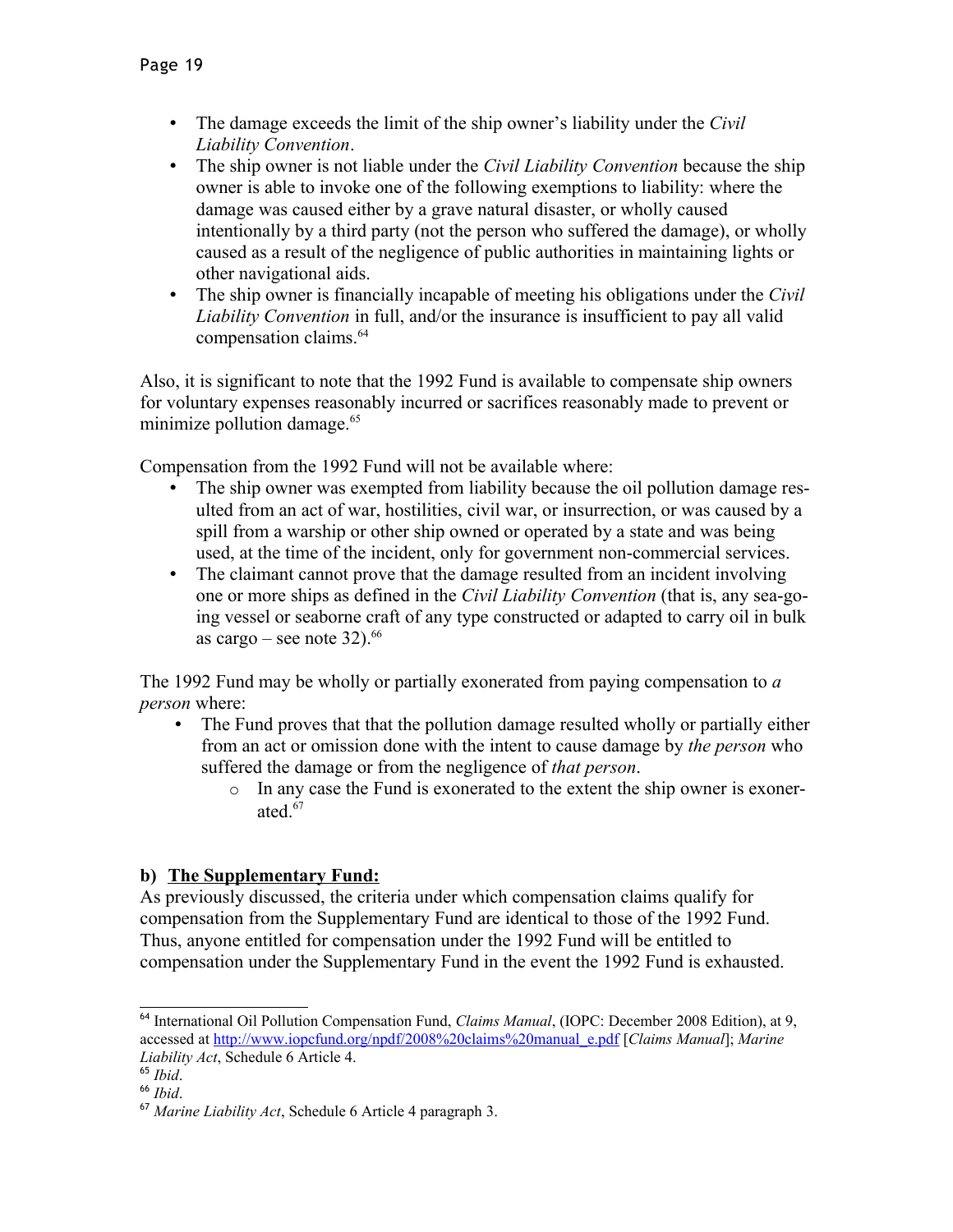- The damage exceeds the limit of the ship owner's liability under the *Civil Liability Convention*.
- The ship owner is not liable under the *Civil Liability Convention* because the ship owner is able to invoke one of the following exemptions to liability: where the damage was caused either by a grave natural disaster, or wholly caused intentionally by a third party (not the person who suffered the damage), or wholly caused as a result of the negligence of public authorities in maintaining lights or other navigational aids.
- The ship owner is financially incapable of meeting his obligations under the *Civil Liability Convention* in full, and/or the insurance is insufficient to pay all valid compensation claims.[64]

Also, it is significant to note that the 1992 Fund is available to compensate ship owners for voluntary expenses reasonably incurred or sacrifices reasonably made to prevent or minimize pollution damage.[65]

Compensation from the 1992 Fund will not be available where:

- The ship owner was exempted from liability because the oil pollution damage resulted from an act of war, hostilities, civil war, or insurrection, or was caused by a spill from a warship or other ship owned or operated by a state and was being used, at the time of the incident, only for government non-commercial services.
- The claimant cannot prove that the damage resulted from an incident involving one or more ships as defined in the *Civil Liability Convention* (that is, any sea-going vessel or seaborne craft of any type constructed or adapted to carry oil in bulk as cargo – see note 32).[66]

The 1992 Fund may be wholly or partially exonerated from paying compensation to *a person* where:

- The Fund proves that that the pollution damage resulted wholly or partially either from an act or omission done with the intent to cause damage by *the person* who suffered the damage or from the negligence of *that person*.
    - In any case the Fund is exonerated to the extent the ship owner is exonerated.[67]

**b) <u>The Supplementary Fund:</u>**

As previously discussed, the criteria under which compensation claims qualify for compensation from the Supplementary Fund are identical to those of the 1992 Fund. Thus, anyone entitled for compensation under the 1992 Fund will be entitled to compensation under the Supplementary Fund in the event the 1992 Fund is exhausted.

---

[64] International Oil Pollution Compensation Fund, *Claims Manual*, (IOPC: December 2008 Edition), at 9, accessed at http://www.iopcfund.org/npdf/2008%20claims%20manual_e.pdf [*Claims Manual*]; *Marine Liability Act*, Schedule 6 Article 4.

[65] *Ibid*.

[66] *Ibid*.

[67] *Marine Liability Act*, Schedule 6 Article 4 paragraph 3.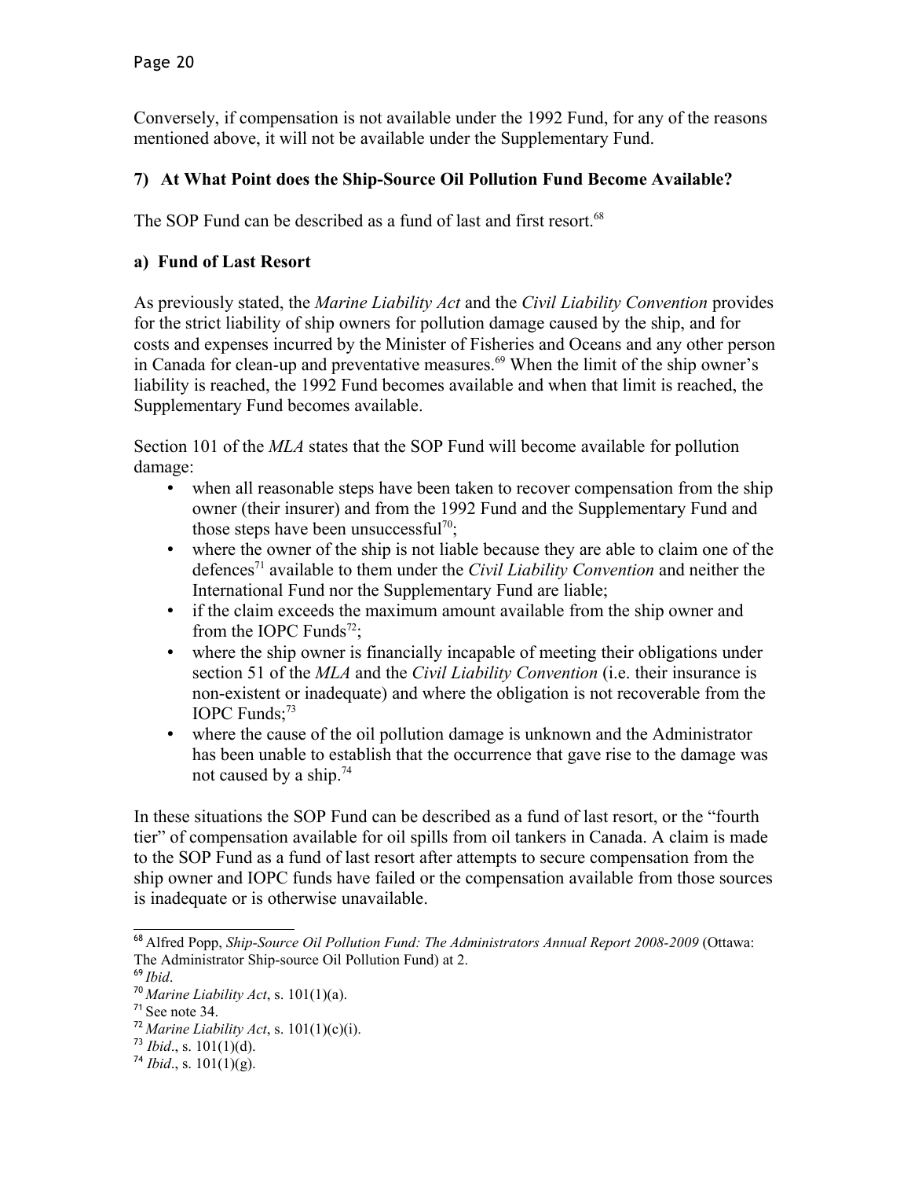Conversely, if compensation is not available under the 1992 Fund, for any of the reasons mentioned above, it will not be available under the Supplementary Fund.

### 7) At What Point does the Ship-Source Oil Pollution Fund Become Available?

The SOP Fund can be described as a fund of last and first resort.[68]

#### a) Fund of Last Resort

As previously stated, the *Marine Liability Act* and the *Civil Liability Convention* provides for the strict liability of ship owners for pollution damage caused by the ship, and for costs and expenses incurred by the Minister of Fisheries and Oceans and any other person in Canada for clean-up and preventative measures.[69] When the limit of the ship owner's liability is reached, the 1992 Fund becomes available and when that limit is reached, the Supplementary Fund becomes available.

Section 101 of the *MLA* states that the SOP Fund will become available for pollution damage:

- when all reasonable steps have been taken to recover compensation from the ship owner (their insurer) and from the 1992 Fund and the Supplementary Fund and those steps have been unsuccessful[70];
- where the owner of the ship is not liable because they are able to claim one of the defences[71] available to them under the *Civil Liability Convention* and neither the International Fund nor the Supplementary Fund are liable;
- if the claim exceeds the maximum amount available from the ship owner and from the IOPC Funds[72];
- where the ship owner is financially incapable of meeting their obligations under section 51 of the *MLA* and the *Civil Liability Convention* (i.e. their insurance is non-existent or inadequate) and where the obligation is not recoverable from the IOPC Funds;[73]
- where the cause of the oil pollution damage is unknown and the Administrator has been unable to establish that the occurrence that gave rise to the damage was not caused by a ship.[74]

In these situations the SOP Fund can be described as a fund of last resort, or the "fourth tier" of compensation available for oil spills from oil tankers in Canada. A claim is made to the SOP Fund as a fund of last resort after attempts to secure compensation from the ship owner and IOPC funds have failed or the compensation available from those sources is inadequate or is otherwise unavailable.

---

[68] Alfred Popp, *Ship-Source Oil Pollution Fund: The Administrators Annual Report 2008-2009* (Ottawa: The Administrator Ship-source Oil Pollution Fund) at 2.

[69] *Ibid*.

[70] *Marine Liability Act*, s. 101(1)(a).

[71] See note 34.

[72] *Marine Liability Act*, s. 101(1)(c)(i).

[73] *Ibid*., s. 101(1)(d).

[74] *Ibid*., s. 101(1)(g).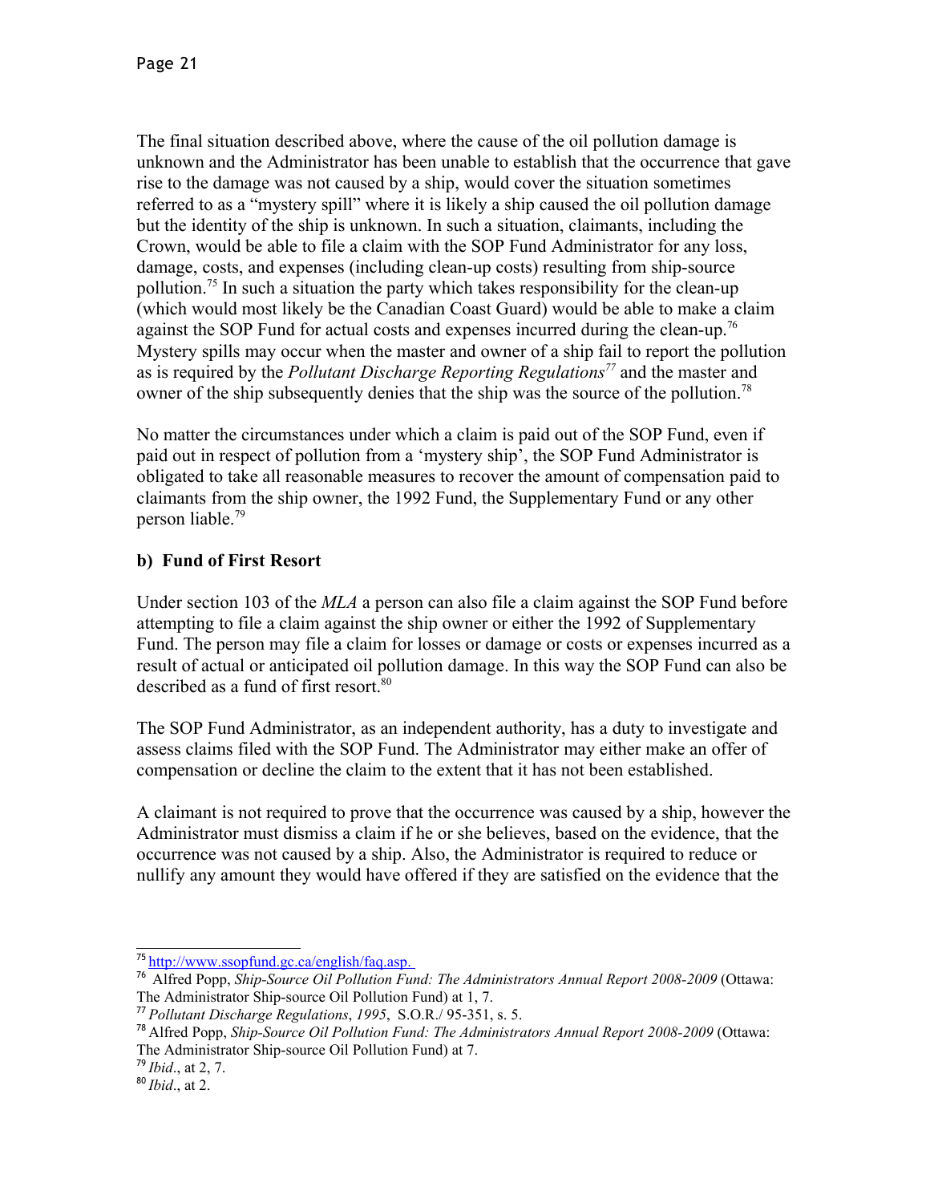The final situation described above, where the cause of the oil pollution damage is unknown and the Administrator has been unable to establish that the occurrence that gave rise to the damage was not caused by a ship, would cover the situation sometimes referred to as a "mystery spill" where it is likely a ship caused the oil pollution damage but the identity of the ship is unknown. In such a situation, claimants, including the Crown, would be able to file a claim with the SOP Fund Administrator for any loss, damage, costs, and expenses (including clean-up costs) resulting from ship-source pollution.[75] In such a situation the party which takes responsibility for the clean-up (which would most likely be the Canadian Coast Guard) would be able to make a claim against the SOP Fund for actual costs and expenses incurred during the clean-up.[76] Mystery spills may occur when the master and owner of a ship fail to report the pollution as is required by the *Pollutant Discharge Reporting Regulations*[77] and the master and owner of the ship subsequently denies that the ship was the source of the pollution.[78]

No matter the circumstances under which a claim is paid out of the SOP Fund, even if paid out in respect of pollution from a 'mystery ship', the SOP Fund Administrator is obligated to take all reasonable measures to recover the amount of compensation paid to claimants from the ship owner, the 1992 Fund, the Supplementary Fund or any other person liable.[79]

### b) Fund of First Resort

Under section 103 of the *MLA* a person can also file a claim against the SOP Fund before attempting to file a claim against the ship owner or either the 1992 of Supplementary Fund. The person may file a claim for losses or damage or costs or expenses incurred as a result of actual or anticipated oil pollution damage. In this way the SOP Fund can also be described as a fund of first resort.[80]

The SOP Fund Administrator, as an independent authority, has a duty to investigate and assess claims filed with the SOP Fund. The Administrator may either make an offer of compensation or decline the claim to the extent that it has not been established.

A claimant is not required to prove that the occurrence was caused by a ship, however the Administrator must dismiss a claim if he or she believes, based on the evidence, that the occurrence was not caused by a ship. Also, the Administrator is required to reduce or nullify any amount they would have offered if they are satisfied on the evidence that the

---

[75] http://www.ssopfund.gc.ca/english/faq.asp.

[76] Alfred Popp, *Ship-Source Oil Pollution Fund: The Administrators Annual Report 2008-2009* (Ottawa: The Administrator Ship-source Oil Pollution Fund) at 1, 7.

[77] *Pollutant Discharge Regulations*, *1995*, S.O.R./ 95-351, s. 5.

[78] Alfred Popp, *Ship-Source Oil Pollution Fund: The Administrators Annual Report 2008-2009* (Ottawa: The Administrator Ship-source Oil Pollution Fund) at 7.

[79] *Ibid*., at 2, 7.

[80] *Ibid*., at 2.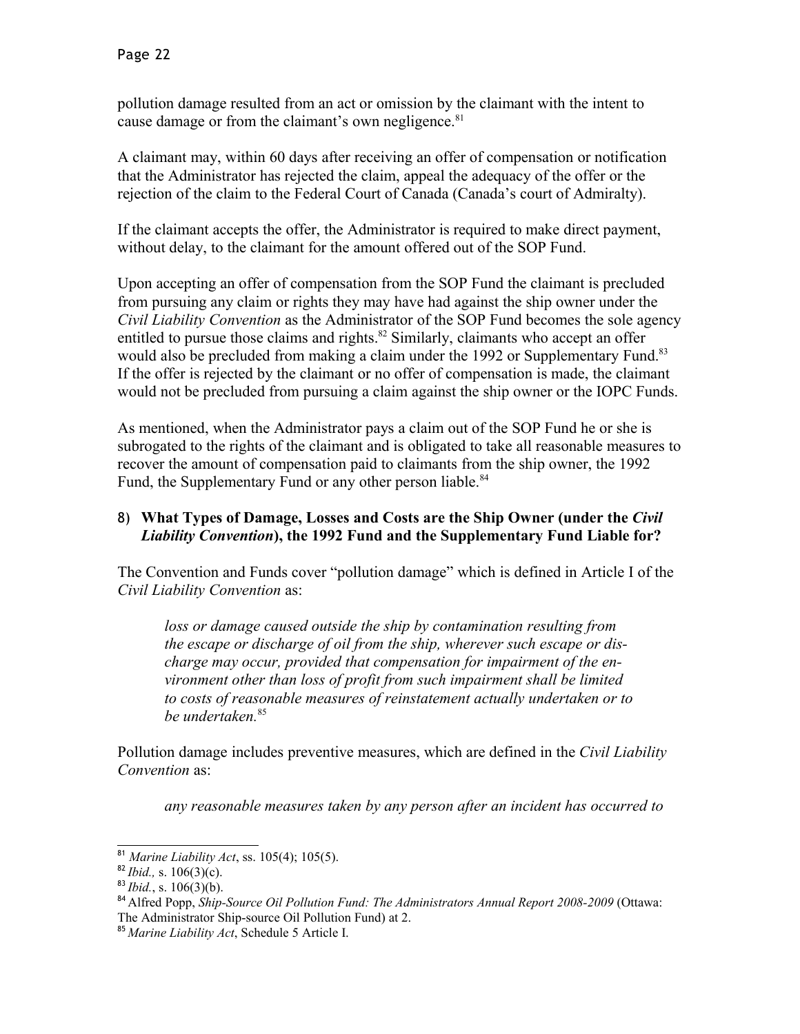pollution damage resulted from an act or omission by the claimant with the intent to cause damage or from the claimant's own negligence.[81]

A claimant may, within 60 days after receiving an offer of compensation or notification that the Administrator has rejected the claim, appeal the adequacy of the offer or the rejection of the claim to the Federal Court of Canada (Canada's court of Admiralty).

If the claimant accepts the offer, the Administrator is required to make direct payment, without delay, to the claimant for the amount offered out of the SOP Fund.

Upon accepting an offer of compensation from the SOP Fund the claimant is precluded from pursuing any claim or rights they may have had against the ship owner under the *Civil Liability Convention* as the Administrator of the SOP Fund becomes the sole agency entitled to pursue those claims and rights.[82] Similarly, claimants who accept an offer would also be precluded from making a claim under the 1992 or Supplementary Fund.[83] If the offer is rejected by the claimant or no offer of compensation is made, the claimant would not be precluded from pursuing a claim against the ship owner or the IOPC Funds.

As mentioned, when the Administrator pays a claim out of the SOP Fund he or she is subrogated to the rights of the claimant and is obligated to take all reasonable measures to recover the amount of compensation paid to claimants from the ship owner, the 1992 Fund, the Supplementary Fund or any other person liable.[84]

### 8) What Types of Damage, Losses and Costs are the Ship Owner (under the *Civil Liability Convention*), the 1992 Fund and the Supplementary Fund Liable for?

The Convention and Funds cover "pollution damage" which is defined in Article I of the *Civil Liability Convention* as:

> *loss or damage caused outside the ship by contamination resulting from the escape or discharge of oil from the ship, wherever such escape or discharge may occur, provided that compensation for impairment of the environment other than loss of profit from such impairment shall be limited to costs of reasonable measures of reinstatement actually undertaken or to be undertaken.*[85]

Pollution damage includes preventive measures, which are defined in the *Civil Liability Convention* as:

> *any reasonable measures taken by any person after an incident has occurred to*

---

[81] *Marine Liability Act*, ss. 105(4); 105(5).

[82] *Ibid.,* s. 106(3)(c).

[83] *Ibid.*, s. 106(3)(b).

[84] Alfred Popp, *Ship-Source Oil Pollution Fund: The Administrators Annual Report 2008-2009* (Ottawa: The Administrator Ship-source Oil Pollution Fund) at 2.

[85] *Marine Liability Act*, Schedule 5 Article I.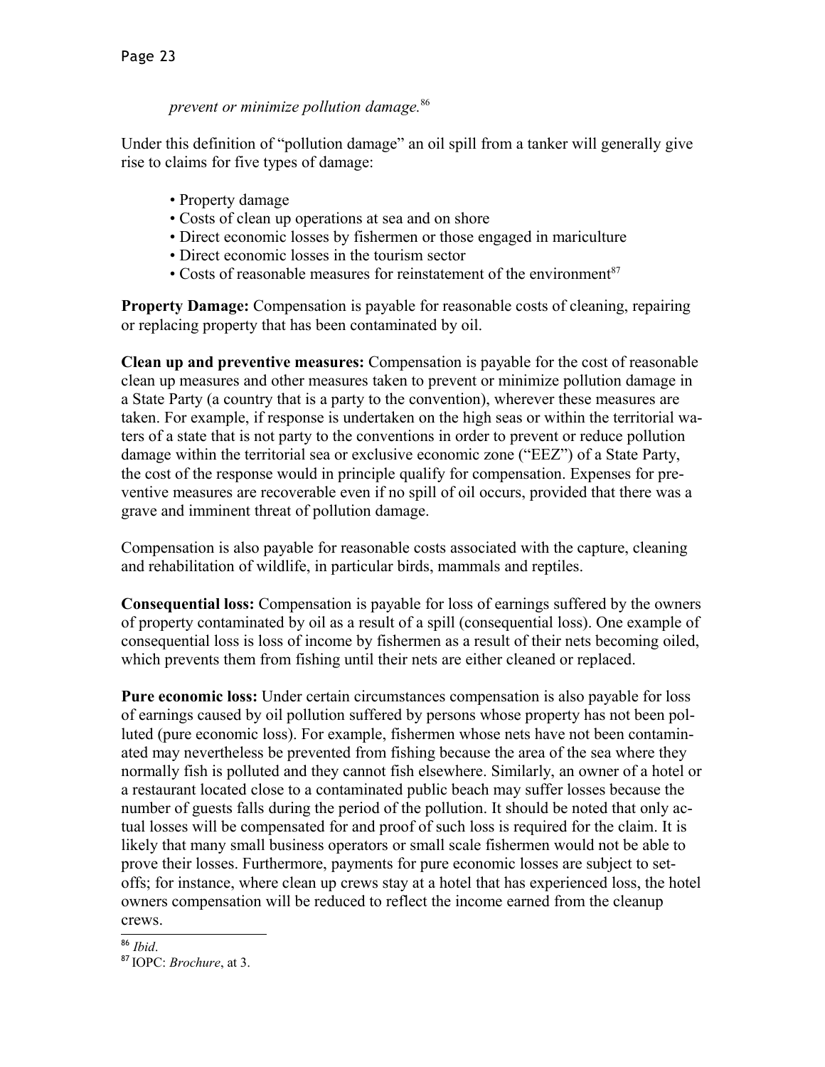*prevent or minimize pollution damage.*[86]

Under this definition of "pollution damage" an oil spill from a tanker will generally give rise to claims for five types of damage:

- Property damage
- Costs of clean up operations at sea and on shore
- Direct economic losses by fishermen or those engaged in mariculture
- Direct economic losses in the tourism sector
- Costs of reasonable measures for reinstatement of the environment[87]

**Property Damage:** Compensation is payable for reasonable costs of cleaning, repairing or replacing property that has been contaminated by oil.

**Clean up and preventive measures:** Compensation is payable for the cost of reasonable clean up measures and other measures taken to prevent or minimize pollution damage in a State Party (a country that is a party to the convention), wherever these measures are taken. For example, if response is undertaken on the high seas or within the territorial waters of a state that is not party to the conventions in order to prevent or reduce pollution damage within the territorial sea or exclusive economic zone ("EEZ") of a State Party, the cost of the response would in principle qualify for compensation. Expenses for preventive measures are recoverable even if no spill of oil occurs, provided that there was a grave and imminent threat of pollution damage.

Compensation is also payable for reasonable costs associated with the capture, cleaning and rehabilitation of wildlife, in particular birds, mammals and reptiles.

**Consequential loss:** Compensation is payable for loss of earnings suffered by the owners of property contaminated by oil as a result of a spill (consequential loss). One example of consequential loss is loss of income by fishermen as a result of their nets becoming oiled, which prevents them from fishing until their nets are either cleaned or replaced.

**Pure economic loss:** Under certain circumstances compensation is also payable for loss of earnings caused by oil pollution suffered by persons whose property has not been polluted (pure economic loss). For example, fishermen whose nets have not been contaminated may nevertheless be prevented from fishing because the area of the sea where they normally fish is polluted and they cannot fish elsewhere. Similarly, an owner of a hotel or a restaurant located close to a contaminated public beach may suffer losses because the number of guests falls during the period of the pollution. It should be noted that only actual losses will be compensated for and proof of such loss is required for the claim. It is likely that many small business operators or small scale fishermen would not be able to prove their losses. Furthermore, payments for pure economic losses are subject to set-offs; for instance, where clean up crews stay at a hotel that has experienced loss, the hotel owners compensation will be reduced to reflect the income earned from the cleanup crews.

---

[86] *Ibid*.

[87] IOPC: *Brochure*, at 3.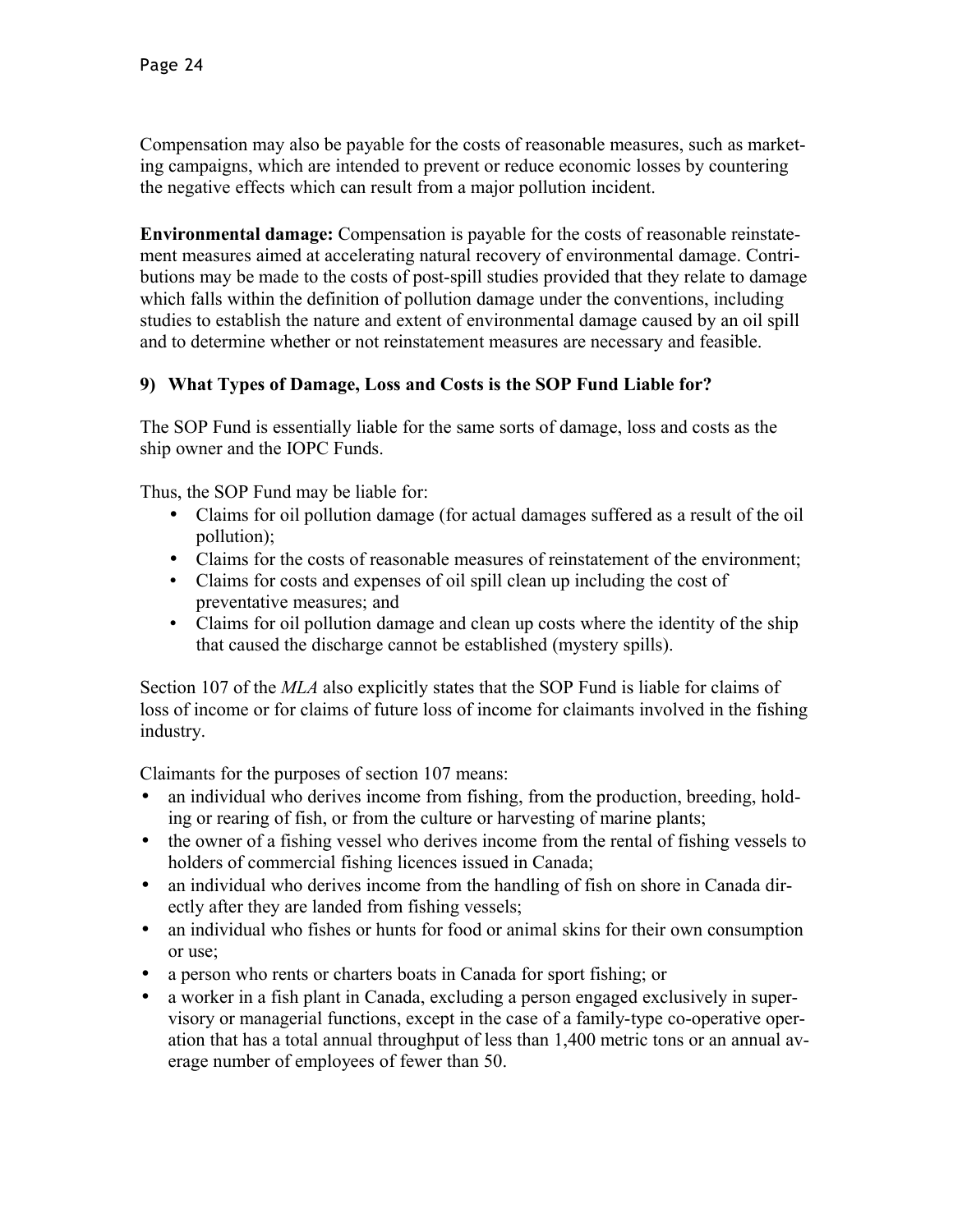Compensation may also be payable for the costs of reasonable measures, such as marketing campaigns, which are intended to prevent or reduce economic losses by countering the negative effects which can result from a major pollution incident.

**Environmental damage:** Compensation is payable for the costs of reasonable reinstatement measures aimed at accelerating natural recovery of environmental damage. Contributions may be made to the costs of post-spill studies provided that they relate to damage which falls within the definition of pollution damage under the conventions, including studies to establish the nature and extent of environmental damage caused by an oil spill and to determine whether or not reinstatement measures are necessary and feasible.

### 9) What Types of Damage, Loss and Costs is the SOP Fund Liable for?

The SOP Fund is essentially liable for the same sorts of damage, loss and costs as the ship owner and the IOPC Funds.

Thus, the SOP Fund may be liable for:

- Claims for oil pollution damage (for actual damages suffered as a result of the oil pollution);
- Claims for the costs of reasonable measures of reinstatement of the environment;
- Claims for costs and expenses of oil spill clean up including the cost of preventative measures; and
- Claims for oil pollution damage and clean up costs where the identity of the ship that caused the discharge cannot be established (mystery spills).

Section 107 of the *MLA* also explicitly states that the SOP Fund is liable for claims of loss of income or for claims of future loss of income for claimants involved in the fishing industry.

Claimants for the purposes of section 107 means:

- an individual who derives income from fishing, from the production, breeding, holding or rearing of fish, or from the culture or harvesting of marine plants;
- the owner of a fishing vessel who derives income from the rental of fishing vessels to holders of commercial fishing licences issued in Canada;
- an individual who derives income from the handling of fish on shore in Canada directly after they are landed from fishing vessels;
- an individual who fishes or hunts for food or animal skins for their own consumption or use;
- a person who rents or charters boats in Canada for sport fishing; or
- a worker in a fish plant in Canada, excluding a person engaged exclusively in supervisory or managerial functions, except in the case of a family-type co-operative operation that has a total annual throughput of less than 1,400 metric tons or an annual average number of employees of fewer than 50.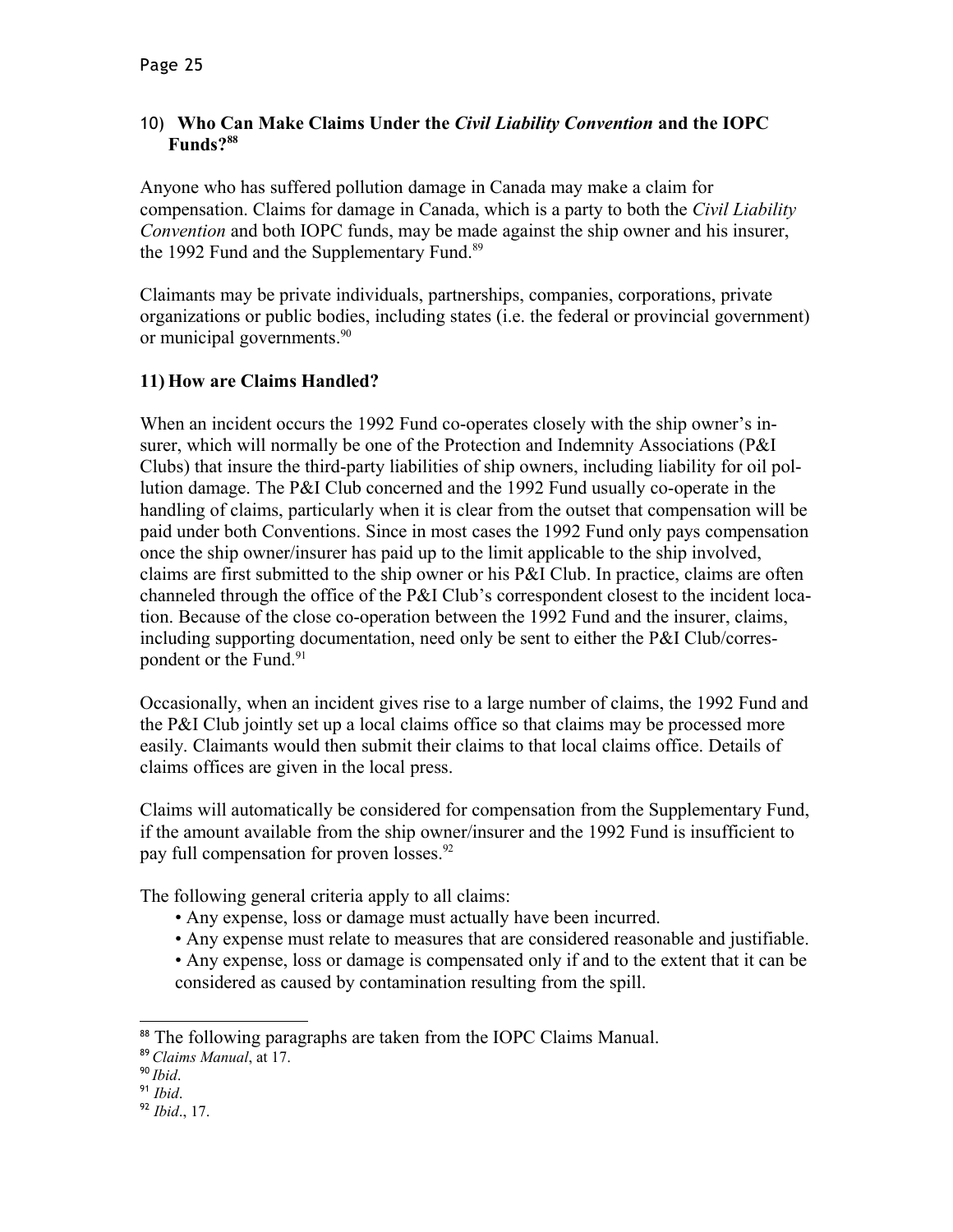## 10) **Who Can Make Claims Under the *Civil Liability Convention* and the IOPC Funds?**[88]

Anyone who has suffered pollution damage in Canada may make a claim for compensation. Claims for damage in Canada, which is a party to both the *Civil Liability Convention* and both IOPC funds, may be made against the ship owner and his insurer, the 1992 Fund and the Supplementary Fund.[89]

Claimants may be private individuals, partnerships, companies, corporations, private organizations or public bodies, including states (i.e. the federal or provincial government) or municipal governments.[90]

## 11) **How are Claims Handled?**

When an incident occurs the 1992 Fund co-operates closely with the ship owner's insurer, which will normally be one of the Protection and Indemnity Associations (P&I Clubs) that insure the third-party liabilities of ship owners, including liability for oil pollution damage. The P&I Club concerned and the 1992 Fund usually co-operate in the handling of claims, particularly when it is clear from the outset that compensation will be paid under both Conventions. Since in most cases the 1992 Fund only pays compensation once the ship owner/insurer has paid up to the limit applicable to the ship involved, claims are first submitted to the ship owner or his P&I Club. In practice, claims are often channeled through the office of the P&I Club's correspondent closest to the incident location. Because of the close co-operation between the 1992 Fund and the insurer, claims, including supporting documentation, need only be sent to either the P&I Club/correspondent or the Fund.[91]

Occasionally, when an incident gives rise to a large number of claims, the 1992 Fund and the P&I Club jointly set up a local claims office so that claims may be processed more easily. Claimants would then submit their claims to that local claims office. Details of claims offices are given in the local press.

Claims will automatically be considered for compensation from the Supplementary Fund, if the amount available from the ship owner/insurer and the 1992 Fund is insufficient to pay full compensation for proven losses.[92]

The following general criteria apply to all claims:

- Any expense, loss or damage must actually have been incurred.
- Any expense must relate to measures that are considered reasonable and justifiable.
- Any expense, loss or damage is compensated only if and to the extent that it can be considered as caused by contamination resulting from the spill.

---

[88] The following paragraphs are taken from the IOPC Claims Manual.

[89] *Claims Manual*, at 17.

[90] *Ibid*.

[91] *Ibid*.

[92] *Ibid*., 17.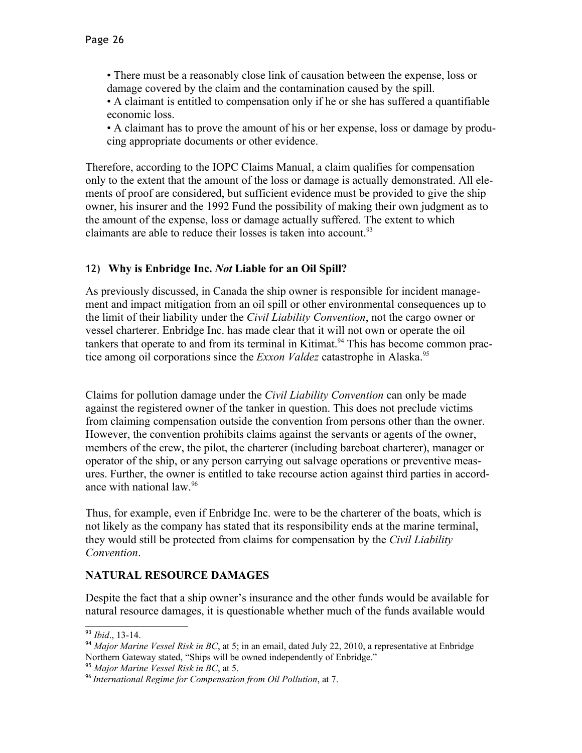- There must be a reasonably close link of causation between the expense, loss or damage covered by the claim and the contamination caused by the spill.
- A claimant is entitled to compensation only if he or she has suffered a quantifiable economic loss.
- A claimant has to prove the amount of his or her expense, loss or damage by producing appropriate documents or other evidence.

Therefore, according to the IOPC Claims Manual, a claim qualifies for compensation only to the extent that the amount of the loss or damage is actually demonstrated. All elements of proof are considered, but sufficient evidence must be provided to give the ship owner, his insurer and the 1992 Fund the possibility of making their own judgment as to the amount of the expense, loss or damage actually suffered. The extent to which claimants are able to reduce their losses is taken into account.[93]

### 12) Why is Enbridge Inc. *Not* Liable for an Oil Spill?

As previously discussed, in Canada the ship owner is responsible for incident management and impact mitigation from an oil spill or other environmental consequences up to the limit of their liability under the *Civil Liability Convention*, not the cargo owner or vessel charterer. Enbridge Inc. has made clear that it will not own or operate the oil tankers that operate to and from its terminal in Kitimat.[94] This has become common practice among oil corporations since the *Exxon Valdez* catastrophe in Alaska.[95]

Claims for pollution damage under the *Civil Liability Convention* can only be made against the registered owner of the tanker in question. This does not preclude victims from claiming compensation outside the convention from persons other than the owner. However, the convention prohibits claims against the servants or agents of the owner, members of the crew, the pilot, the charterer (including bareboat charterer), manager or operator of the ship, or any person carrying out salvage operations or preventive measures. Further, the owner is entitled to take recourse action against third parties in accordance with national law.[96]

Thus, for example, even if Enbridge Inc. were to be the charterer of the boats, which is not likely as the company has stated that its responsibility ends at the marine terminal, they would still be protected from claims for compensation by the *Civil Liability Convention*.

## NATURAL RESOURCE DAMAGES

Despite the fact that a ship owner's insurance and the other funds would be available for natural resource damages, it is questionable whether much of the funds available would

---

[93] *Ibid*., 13-14.

[94] *Major Marine Vessel Risk in BC*, at 5; in an email, dated July 22, 2010, a representative at Enbridge Northern Gateway stated, "Ships will be owned independently of Enbridge."

[95] *Major Marine Vessel Risk in BC*, at 5.

[96] *International Regime for Compensation from Oil Pollution*, at 7.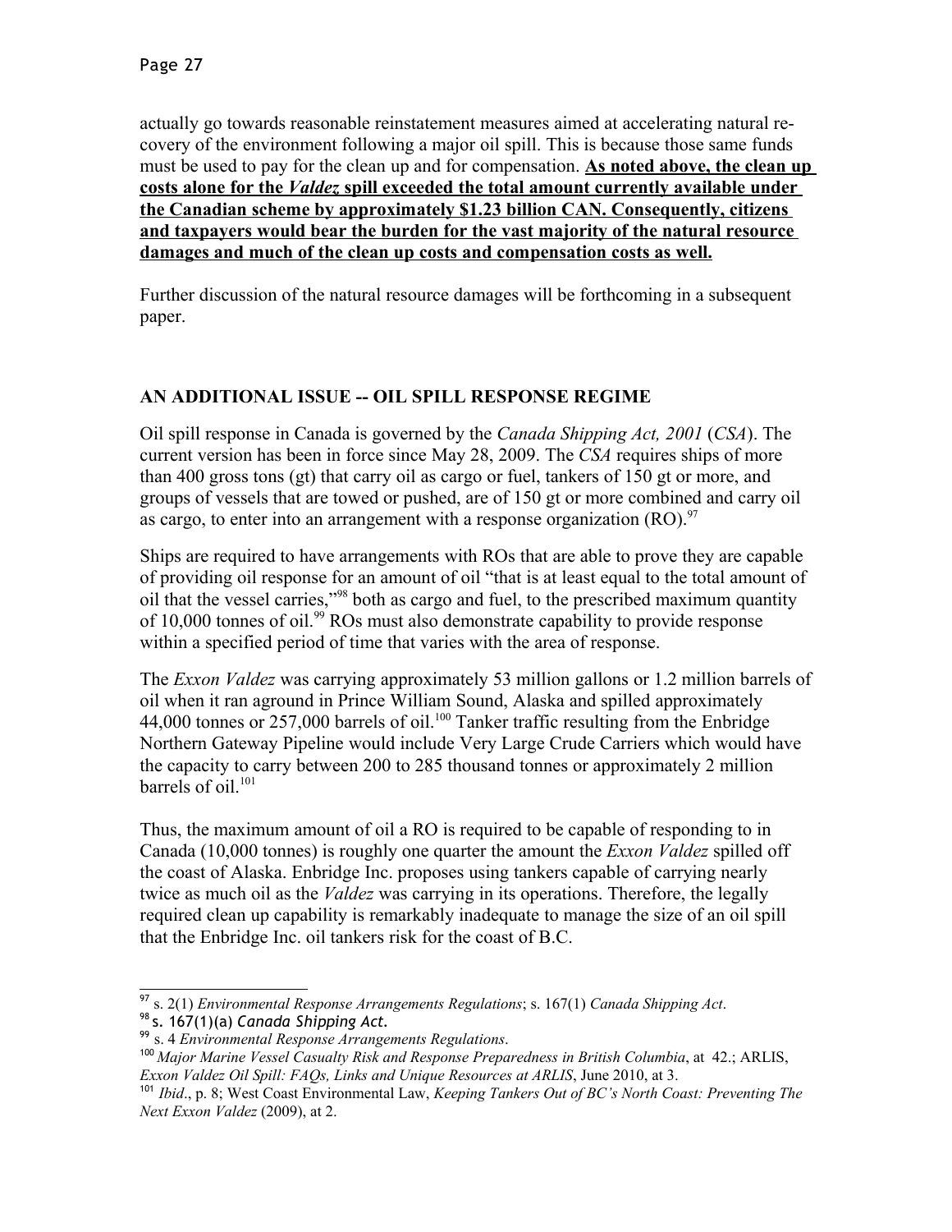actually go towards reasonable reinstatement measures aimed at accelerating natural re-covery of the environment following a major oil spill. This is because those same funds must be used to pay for the clean up and for compensation. **As noted above, the clean up costs alone for the *Valdez* spill exceeded the total amount currently available under the Canadian scheme by approximately $1.23 billion CAN. Consequently, citizens and taxpayers would bear the burden for the vast majority of the natural resource damages and much of the clean up costs and compensation costs as well.**

Further discussion of the natural resource damages will be forthcoming in a subsequent paper.

## AN ADDITIONAL ISSUE -- OIL SPILL RESPONSE REGIME

Oil spill response in Canada is governed by the *Canada Shipping Act, 2001* (*CSA*). The current version has been in force since May 28, 2009. The *CSA* requires ships of more than 400 gross tons (gt) that carry oil as cargo or fuel, tankers of 150 gt or more, and groups of vessels that are towed or pushed, are of 150 gt or more combined and carry oil as cargo, to enter into an arrangement with a response organization (RO).[97]

Ships are required to have arrangements with ROs that are able to prove they are capable of providing oil response for an amount of oil "that is at least equal to the total amount of oil that the vessel carries,"[98] both as cargo and fuel, to the prescribed maximum quantity of 10,000 tonnes of oil.[99] ROs must also demonstrate capability to provide response within a specified period of time that varies with the area of response.

The *Exxon Valdez* was carrying approximately 53 million gallons or 1.2 million barrels of oil when it ran aground in Prince William Sound, Alaska and spilled approximately 44,000 tonnes or 257,000 barrels of oil.[100] Tanker traffic resulting from the Enbridge Northern Gateway Pipeline would include Very Large Crude Carriers which would have the capacity to carry between 200 to 285 thousand tonnes or approximately 2 million barrels of oil.[101]

Thus, the maximum amount of oil a RO is required to be capable of responding to in Canada (10,000 tonnes) is roughly one quarter the amount the *Exxon Valdez* spilled off the coast of Alaska. Enbridge Inc. proposes using tankers capable of carrying nearly twice as much oil as the *Valdez* was carrying in its operations. Therefore, the legally required clean up capability is remarkably inadequate to manage the size of an oil spill that the Enbridge Inc. oil tankers risk for the coast of B.C.

---

[97] s. 2(1) *Environmental Response Arrangements Regulations*; s. 167(1) *Canada Shipping Act*.

[98] s. 167(1)(a) *Canada Shipping Act*.

[99] s. 4 *Environmental Response Arrangements Regulations*.

[100] *Major Marine Vessel Casualty Risk and Response Preparedness in British Columbia*, at 42.; ARLIS, *Exxon Valdez Oil Spill: FAQs, Links and Unique Resources at ARLIS*, June 2010, at 3.

[101] *Ibid*., p. 8; West Coast Environmental Law, *Keeping Tankers Out of BC's North Coast: Preventing The Next Exxon Valdez* (2009), at 2.